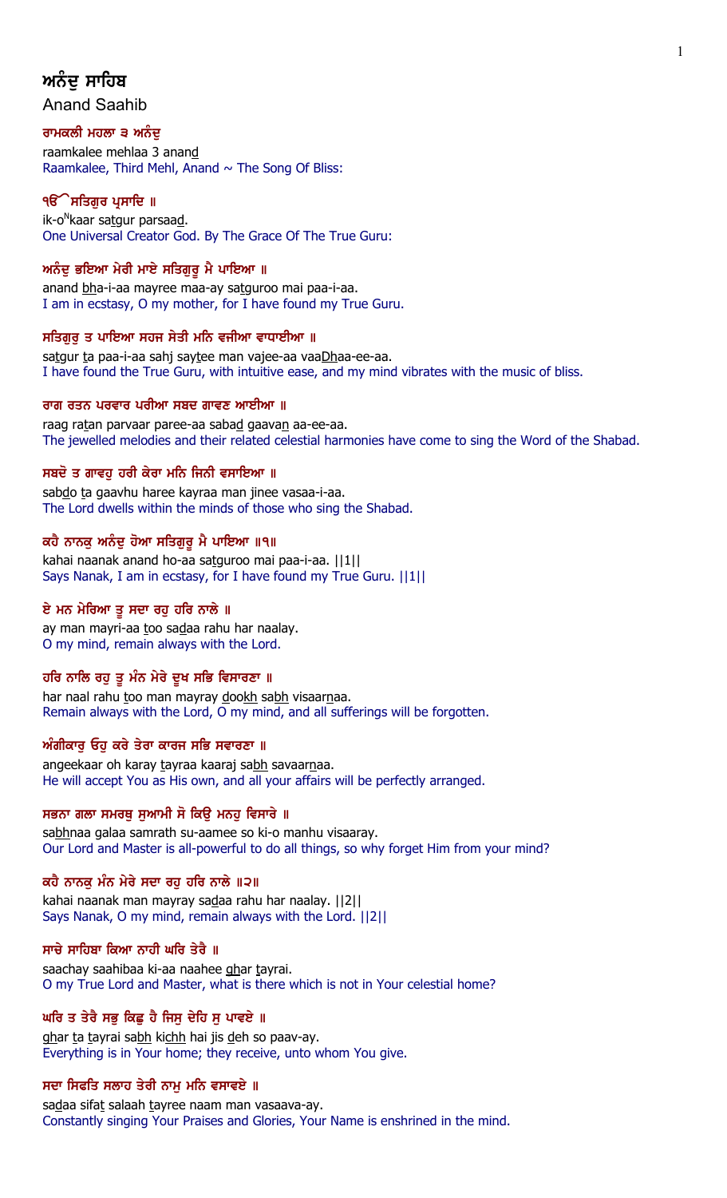# ਅਨੰਦੁ ਸਾਹਿਬ

Anand Saahib

**ਰਾਮਕਲੀ ਮਹਲਾ ੩ ਅਨੰਦੁ**

raamkalee mehlaa 3 anand
Raamkalee, Third Mehl, Anand ~ The Song Of Bliss:

**ੴ ਸਤਿਗੁਰ ਪ੍ਰਸਾਦਿ ॥**

ik-o$^{N}$kaar satgur parsaad.
One Universal Creator God. By The Grace Of The True Guru:

**ਅਨੰਦੁ ਭਇਆ ਮੇਰੀ ਮਾਏ ਸਤਿਗੁਰੂ ਮੈ ਪਾਇਆ ॥**

anand bha-i-aa mayree maa-ay satguroo mai paa-i-aa.
I am in ecstasy, O my mother, for I have found my True Guru.

**ਸਤਿਗੁਰੁ ਤ ਪਾਇਆ ਸਹਜ ਸੇਤੀ ਮਨਿ ਵਜੀਆ ਵਾਧਾਈਆ ॥**

satgur ta paa-i-aa sahj saytee man vajee-aa vaaDhaa-ee-aa.
I have found the True Guru, with intuitive ease, and my mind vibrates with the music of bliss.

**ਰਾਗ ਰਤਨ ਪਰਵਾਰ ਪਰੀਆ ਸਬਦ ਗਾਵਣ ਆਈਆ ॥**

raag ratan parvaar paree-aa sabad gaavan aa-ee-aa.
The jewelled melodies and their related celestial harmonies have come to sing the Word of the Shabad.

**ਸਬਦੋ ਤ ਗਾਵਹੁ ਹਰੀ ਕੇਰਾ ਮਨਿ ਜਿਨੀ ਵਸਾਇਆ ॥**

sabdo ta gaavhu haree kayraa man jinee vasaa-i-aa.
The Lord dwells within the minds of those who sing the Shabad.

**ਕਹੈ ਨਾਨਕੁ ਅਨੰਦੁ ਹੋਆ ਸਤਿਗੁਰੂ ਮੈ ਪਾਇਆ ॥੧॥**

kahai naanak anand ho-aa satguroo mai paa-i-aa. ||1||
Says Nanak, I am in ecstasy, for I have found my True Guru. ||1||

**ਏ ਮਨ ਮੇਰਿਆ ਤੂ ਸਦਾ ਰਹੁ ਹਰਿ ਨਾਲੇ ॥**

ay man mayri-aa too sadaa rahu har naalay.
O my mind, remain always with the Lord.

**ਹਰਿ ਨਾਲਿ ਰਹੁ ਤੂ ਮੰਨ ਮੇਰੇ ਦੂਖ ਸਭਿ ਵਿਸਾਰਣਾ ॥**

har naal rahu too man mayray dookh sabh visaarnaa.
Remain always with the Lord, O my mind, and all sufferings will be forgotten.

**ਅੰਗੀਕਾਰੁ ਓਹੁ ਕਰੇ ਤੇਰਾ ਕਾਰਜ ਸਭਿ ਸਵਾਰਣਾ ॥**

angeekaar oh karay tayraa kaaraj sabh savaarnaa.
He will accept You as His own, and all your affairs will be perfectly arranged.

**ਸਭਨਾ ਗਲਾ ਸਮਰਥੁ ਸੁਆਮੀ ਸੋ ਕਿਉ ਮਨਹੁ ਵਿਸਾਰੇ ॥**

sabhnaa galaa samrath su-aamee so ki-o manhu visaaray.
Our Lord and Master is all-powerful to do all things, so why forget Him from your mind?

**ਕਹੈ ਨਾਨਕੁ ਮੰਨ ਮੇਰੇ ਸਦਾ ਰਹੁ ਹਰਿ ਨਾਲੇ ॥੨॥**

kahai naanak man mayray sadaa rahu har naalay. ||2||
Says Nanak, O my mind, remain always with the Lord. ||2||

**ਸਾਚੇ ਸਾਹਿਬਾ ਕਿਆ ਨਾਹੀ ਘਰਿ ਤੇਰੈ ॥**

saachay saahibaa ki-aa naahee ghar tayrai.
O my True Lord and Master, what is there which is not in Your celestial home?

**ਘਰਿ ਤ ਤੇਰੈ ਸਭੁ ਕਿਛੁ ਹੈ ਜਿਸੁ ਦੇਹਿ ਸੁ ਪਾਵਏ ॥**

ghar ta tayrai sabh kichh hai jis deh so paav-ay.
Everything is in Your home; they receive, unto whom You give.

**ਸਦਾ ਸਿਫਤਿ ਸਲਾਹ ਤੇਰੀ ਨਾਮੁ ਮਨਿ ਵਸਾਵਏ ॥**

sadaa sifat salaah tayree naam man vasaava-ay.
Constantly singing Your Praises and Glories, Your Name is enshrined in the mind.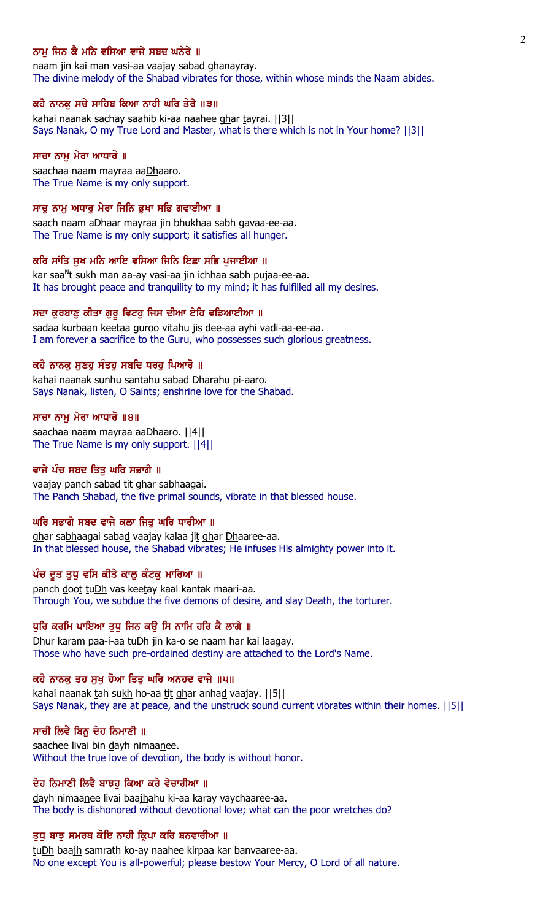**ਨਾਮੁ ਜਿਨ ਕੈ ਮਨਿ ਵਸਿਆ ਵਾਜੇ ਸਬਦ ਘਨੇਰੇ ॥**

naam jin kai man vasi-aa vaajay sabad ghanayray.

The divine melody of the Shabad vibrates for those, within whose minds the Naam abides.

**ਕਹੈ ਨਾਨਕੁ ਸਚੇ ਸਾਹਿਬ ਕਿਆ ਨਾਹੀ ਘਰਿ ਤੇਰੈ ॥੩॥**

kahai naanak sachay saahib ki-aa naahee ghar tayrai. ||3||

Says Nanak, O my True Lord and Master, what is there which is not in Your home? ||3||

**ਸਾਚਾ ਨਾਮੁ ਮੇਰਾ ਆਧਾਰੋ ॥**

saachaa naam mayraa aaDhaaro.

The True Name is my only support.

**ਸਾਚੁ ਨਾਮੁ ਅਧਾਰੁ ਮੇਰਾ ਜਿਨਿ ਭੁਖਾ ਸਭਿ ਗਵਾਈਆ ॥**

saach naam aDhaar mayraa jin bhukhaa sabh gavaa-ee-aa.

The True Name is my only support; it satisfies all hunger.

**ਕਰਿ ਸਾਂਤਿ ਸੁਖ ਮਨਿ ਆਇ ਵਸਿਆ ਜਿਨਿ ਇਛਾ ਸਭਿ ਪੁਜਾਈਆ ॥**

kar saaNt sukh man aa-ay vasi-aa jin ichhaa sabh pujaa-ee-aa.

It has brought peace and tranquility to my mind; it has fulfilled all my desires.

**ਸਦਾ ਕੁਰਬਾਣੁ ਕੀਤਾ ਗੁਰੂ ਵਿਟਹੁ ਜਿਸ ਦੀਆ ਏਹਿ ਵਡਿਆਈਆ ॥**

sadaa kurbaan keetaa guroo vitahu jis dee-aa ayhi vadi-aa-ee-aa.

I am forever a sacrifice to the Guru, who possesses such glorious greatness.

**ਕਹੈ ਨਾਨਕੁ ਸੁਣਹੁ ਸੰਤਹੁ ਸਬਦਿ ਧਰਹੁ ਪਿਆਰੋ ॥**

kahai naanak sunhu santahu sabad Dharahu pi-aaro.

Says Nanak, listen, O Saints; enshrine love for the Shabad.

**ਸਾਚਾ ਨਾਮੁ ਮੇਰਾ ਆਧਾਰੋ ॥੪॥**

saachaa naam mayraa aaDhaaro. ||4||

The True Name is my only support. ||4||

**ਵਾਜੇ ਪੰਚ ਸਬਦ ਤਿਤੁ ਘਰਿ ਸਭਾਗੈ ॥**

vaajay panch sabad tit ghar sabhaagai.

The Panch Shabad, the five primal sounds, vibrate in that blessed house.

**ਘਰਿ ਸਭਾਗੈ ਸਬਦ ਵਾਜੇ ਕਲਾ ਜਿਤੁ ਘਰਿ ਧਾਰੀਆ ॥**

ghar sabhaagai sabad vaajay kalaa jit ghar Dhaaree-aa.

In that blessed house, the Shabad vibrates; He infuses His almighty power into it.

**ਪੰਚ ਦੂਤ ਤੁਧੁ ਵਸਿ ਕੀਤੇ ਕਾਲੁ ਕੰਟਕੁ ਮਾਰਿਆ ॥**

panch doot tuDh vas keetay kaal kantak maari-aa.

Through You, we subdue the five demons of desire, and slay Death, the torturer.

**ਧੁਰਿ ਕਰਮਿ ਪਾਇਆ ਤੁਧੁ ਜਿਨ ਕਉ ਸਿ ਨਾਮਿ ਹਰਿ ਕੈ ਲਾਗੇ ॥**

Dhur karam paa-i-aa tuDh jin ka-o se naam har kai laagay.

Those who have such pre-ordained destiny are attached to the Lord's Name.

**ਕਹੈ ਨਾਨਕੁ ਤਹ ਸੁਖੁ ਹੋਆ ਤਿਤੁ ਘਰਿ ਅਨਹਦ ਵਾਜੇ ॥੫॥**

kahai naanak tah sukh ho-aa tit ghar anhad vaajay. ||5||

Says Nanak, they are at peace, and the unstruck sound current vibrates within their homes. ||5||

**ਸਾਚੀ ਲਿਵੈ ਬਿਨੁ ਦੇਹ ਨਿਮਾਣੀ ॥**

saachee livai bin dayh nimaanee.

Without the true love of devotion, the body is without honor.

**ਦੇਹ ਨਿਮਾਣੀ ਲਿਵੈ ਬਾਝਹੁ ਕਿਆ ਕਰੇ ਵੇਚਾਰੀਆ ॥**

dayh nimaanee livai baajhahu ki-aa karay vaychaaree-aa.

The body is dishonored without devotional love; what can the poor wretches do?

**ਤੁਧੁ ਬਾਝੁ ਸਮਰਥ ਕੋਇ ਨਾਹੀ ਕ੍ਰਿਪਾ ਕਰਿ ਬਨਵਾਰੀਆ ॥**

tuDh baajh samrath ko-ay naahee kirpaa kar banvaaree-aa.

No one except You is all-powerful; please bestow Your Mercy, O Lord of all nature.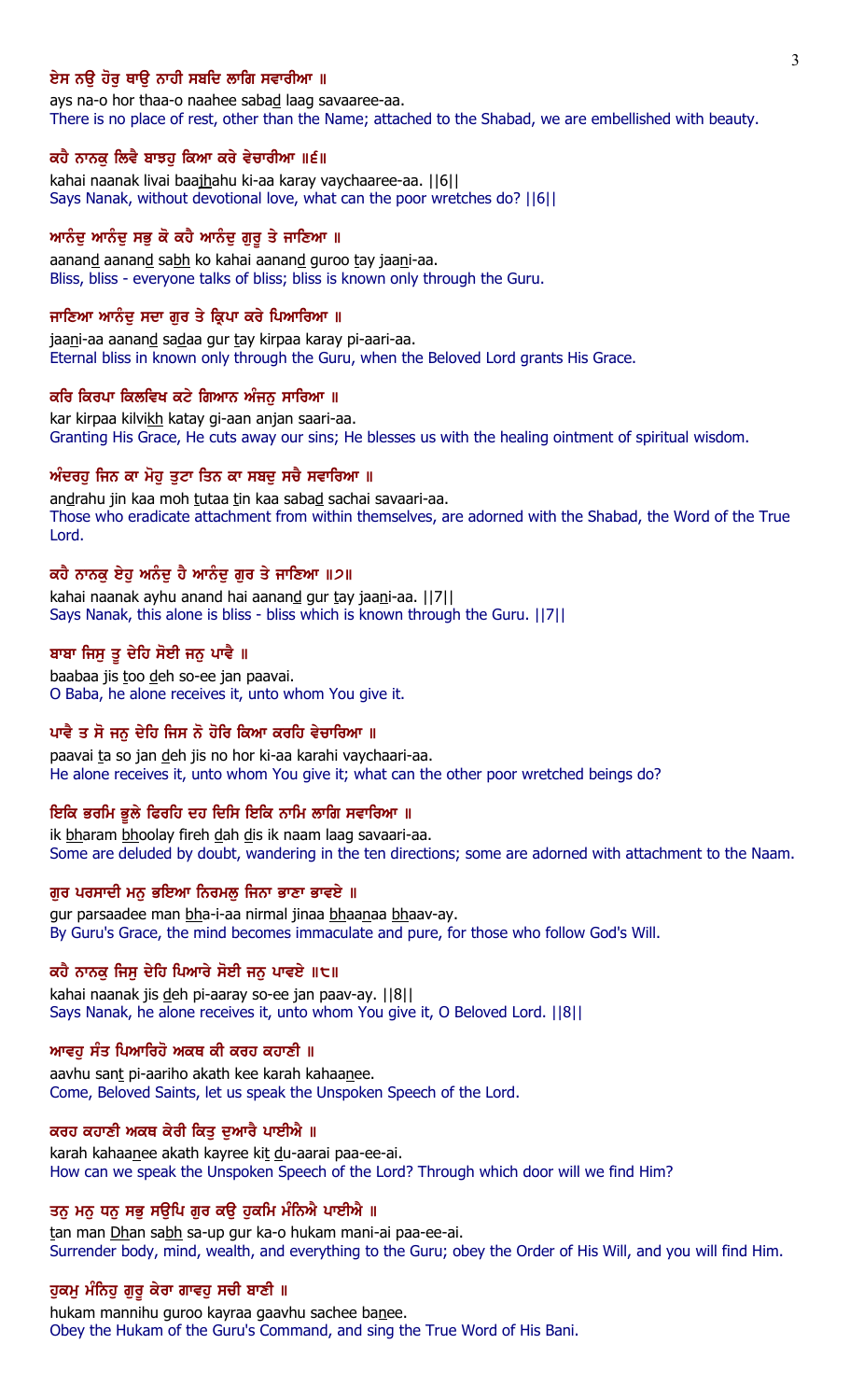**ਏਸ ਨਉ ਹੋਰੁ ਥਾਉ ਨਾਹੀ ਸਬਦਿ ਲਾਗਿ ਸਵਾਰੀਆ ॥**

ays na-o hor thaa-o naahee sabad laag savaaree-aa.
There is no place of rest, other than the Name; attached to the Shabad, we are embellished with beauty.

**ਕਹੈ ਨਾਨਕੁ ਲਿਵੈ ਬਾਝਹੁ ਕਿਆ ਕਰੇ ਵੇਚਾਰੀਆ ॥੬॥**

kahai naanak livai baajhahu ki-aa karay vaychaaree-aa. ||6||
Says Nanak, without devotional love, what can the poor wretches do? ||6||

**ਆਨੰਦੁ ਆਨੰਦੁ ਸਭੁ ਕੋ ਕਹੈ ਆਨੰਦੁ ਗੁਰੂ ਤੇ ਜਾਣਿਆ ॥**

aanand aanand sabh ko kahai aanand guroo tay jaani-aa.
Bliss, bliss - everyone talks of bliss; bliss is known only through the Guru.

**ਜਾਣਿਆ ਆਨੰਦੁ ਸਦਾ ਗੁਰ ਤੇ ਕ੍ਰਿਪਾ ਕਰੇ ਪਿਆਰਿਆ ॥**

jaani-aa aanand sadaa gur tay kirpaa karay pi-aari-aa.
Eternal bliss in known only through the Guru, when the Beloved Lord grants His Grace.

**ਕਰਿ ਕਿਰਪਾ ਕਿਲਵਿਖ ਕਟੇ ਗਿਆਨ ਅੰਜਨੁ ਸਾਰਿਆ ॥**

kar kirpaa kilvikh katay gi-aan anjan saari-aa.
Granting His Grace, He cuts away our sins; He blesses us with the healing ointment of spiritual wisdom.

**ਅੰਦਰਹੁ ਜਿਨ ਕਾ ਮੋਹੁ ਤੁਟਾ ਤਿਨ ਕਾ ਸਬਦੁ ਸਚੈ ਸਵਾਰਿਆ ॥**

andrahu jin kaa moh tutaa tin kaa sabad sachai savaari-aa.
Those who eradicate attachment from within themselves, are adorned with the Shabad, the Word of the True Lord.

**ਕਹੈ ਨਾਨਕੁ ਏਹੁ ਅਨੰਦੁ ਹੈ ਆਨੰਦੁ ਗੁਰ ਤੇ ਜਾਣਿਆ ॥੭॥**

kahai naanak ayhu anand hai aanand gur tay jaani-aa. ||7||
Says Nanak, this alone is bliss - bliss which is known through the Guru. ||7||

**ਬਾਬਾ ਜਿਸੁ ਤੂ ਦੇਹਿ ਸੋਈ ਜਨੁ ਪਾਵੈ ॥**

baabaa jis too deh so-ee jan paavai.
O Baba, he alone receives it, unto whom You give it.

**ਪਾਵੈ ਤ ਸੋ ਜਨੁ ਦੇਹਿ ਜਿਸ ਨੋ ਹੋਰਿ ਕਿਆ ਕਰਹਿ ਵੇਚਾਰਿਆ ॥**

paavai ta so jan deh jis no hor ki-aa karahi vaychaari-aa.
He alone receives it, unto whom You give it; what can the other poor wretched beings do?

**ਇਕਿ ਭਰਮਿ ਭੂਲੇ ਫਿਰਹਿ ਦਹ ਦਿਸਿ ਇਕਿ ਨਾਮਿ ਲਾਗਿ ਸਵਾਰਿਆ ॥**

ik bharam bhoolay fireh dah dis ik naam laag savaari-aa.
Some are deluded by doubt, wandering in the ten directions; some are adorned with attachment to the Naam.

**ਗੁਰ ਪਰਸਾਦੀ ਮਨੁ ਭਇਆ ਨਿਰਮਲੁ ਜਿਨਾ ਭਾਣਾ ਭਾਵਏ ॥**

gur parsaadee man bha-i-aa nirmal jinaa bhaanaa bhaav-ay.
By Guru's Grace, the mind becomes immaculate and pure, for those who follow God's Will.

**ਕਹੈ ਨਾਨਕੁ ਜਿਸੁ ਦੇਹਿ ਪਿਆਰੇ ਸੋਈ ਜਨੁ ਪਾਵਏ ॥੮॥**

kahai naanak jis deh pi-aaray so-ee jan paav-ay. ||8||
Says Nanak, he alone receives it, unto whom You give it, O Beloved Lord. ||8||

**ਆਵਹੁ ਸੰਤ ਪਿਆਰਿਹੋ ਅਕਥ ਕੀ ਕਰਹ ਕਹਾਣੀ ॥**

aavhu sant pi-aariho akath kee karah kahaanee.
Come, Beloved Saints, let us speak the Unspoken Speech of the Lord.

**ਕਰਹ ਕਹਾਣੀ ਅਕਥ ਕੇਰੀ ਕਿਤੁ ਦੁਆਰੈ ਪਾਈਐ ॥**

karah kahaanee akath kayree kit du-aarai paa-ee-ai.
How can we speak the Unspoken Speech of the Lord? Through which door will we find Him?

**ਤਨੁ ਮਨੁ ਧਨੁ ਸਭੁ ਸਉਪਿ ਗੁਰ ਕਉ ਹੁਕਮਿ ਮੰਨਿਐ ਪਾਈਐ ॥**

tan man Dhan sabh sa-up gur ka-o hukam mani-ai paa-ee-ai.
Surrender body, mind, wealth, and everything to the Guru; obey the Order of His Will, and you will find Him.

**ਹੁਕਮੁ ਮੰਨਿਹੁ ਗੁਰੂ ਕੇਰਾ ਗਾਵਹੁ ਸਚੀ ਬਾਣੀ ॥**

hukam mannihu guroo kayraa gaavhu sachee banee.
Obey the Hukam of the Guru's Command, and sing the True Word of His Bani.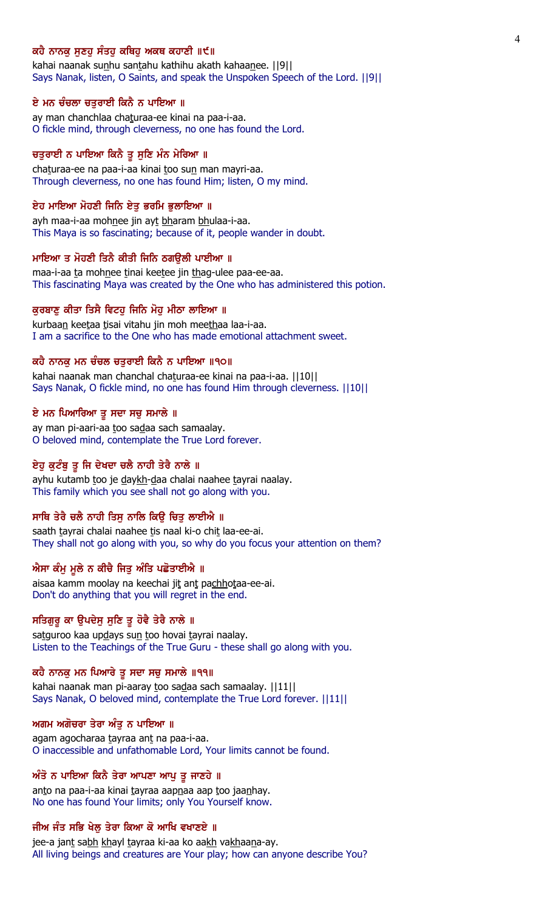**ਕਹੈ ਨਾਨਕੁ ਸੁਣਹੁ ਸੰਤਹੁ ਕਥਿਹੁ ਅਕਥ ਕਹਾਣੀ ॥੯॥**

kahai naanak sunhu santahu kathihu akath kahaanee. ||9||

Says Nanak, listen, O Saints, and speak the Unspoken Speech of the Lord. ||9||

**ਏ ਮਨ ਚੰਚਲਾ ਚਤੁਰਾਈ ਕਿਨੈ ਨ ਪਾਇਆ ॥**

ay man chanchlaa chaturaa-ee kinai na paa-i-aa.

O fickle mind, through cleverness, no one has found the Lord.

**ਚਤੁਰਾਈ ਨ ਪਾਇਆ ਕਿਨੈ ਤੂ ਸੁਣਿ ਮੰਨ ਮੇਰਿਆ ॥**

chaturaa-ee na paa-i-aa kinai too sun man mayri-aa.

Through cleverness, no one has found Him; listen, O my mind.

**ਏਹ ਮਾਇਆ ਮੋਹਣੀ ਜਿਨਿ ਏਤੁ ਭਰਮਿ ਭੁਲਾਇਆ ॥**

ayh maa-i-aa mohnee jin ayt bharam bhulaa-i-aa.

This Maya is so fascinating; because of it, people wander in doubt.

**ਮਾਇਆ ਤ ਮੋਹਣੀ ਤਿਨੈ ਕੀਤੀ ਜਿਨਿ ਠਗਉਲੀ ਪਾਈਆ ॥**

maa-i-aa ta mohnee tinai keetee jin thag-ulee paa-ee-aa.

This fascinating Maya was created by the One who has administered this potion.

**ਕੁਰਬਾਣੁ ਕੀਤਾ ਤਿਸੈ ਵਿਟਹੁ ਜਿਨਿ ਮੋਹੁ ਮੀਠਾ ਲਾਇਆ ॥**

kurbaan keetaa tisai vitahu jin moh meethaa laa-i-aa.

I am a sacrifice to the One who has made emotional attachment sweet.

**ਕਹੈ ਨਾਨਕੁ ਮਨ ਚੰਚਲ ਚਤੁਰਾਈ ਕਿਨੈ ਨ ਪਾਇਆ ॥੧੦॥**

kahai naanak man chanchal chaturaa-ee kinai na paa-i-aa. ||10||

Says Nanak, O fickle mind, no one has found Him through cleverness. ||10||

**ਏ ਮਨ ਪਿਆਰਿਆ ਤੂ ਸਦਾ ਸਚੁ ਸਮਾਲੇ ॥**

ay man pi-aari-aa too sadaa sach samaalay.

O beloved mind, contemplate the True Lord forever.

**ਏਹੁ ਕੁਟੰਬੁ ਤੂ ਜਿ ਦੇਖਦਾ ਚਲੈ ਨਾਹੀ ਤੇਰੈ ਨਾਲੇ ॥**

ayhu kutamb too je daykh-daa chalai naahee tayrai naalay.

This family which you see shall not go along with you.

**ਸਾਥਿ ਤੇਰੈ ਚਲੈ ਨਾਹੀ ਤਿਸੁ ਨਾਲਿ ਕਿਉ ਚਿਤੁ ਲਾਈਐ ॥**

saath tayrai chalai naahee tis naal ki-o chit laa-ee-ai.

They shall not go along with you, so why do you focus your attention on them?

**ਐਸਾ ਕੰਮੁ ਮੂਲੇ ਨ ਕੀਚੈ ਜਿਤੁ ਅੰਤਿ ਪਛੋਤਾਈਐ ॥**

aisaa kamm moolay na keechai jit ant pachhotaa-ee-ai.

Don't do anything that you will regret in the end.

**ਸਤਿਗੁਰੂ ਕਾ ਉਪਦੇਸੁ ਸੁਣਿ ਤੂ ਹੋਵੈ ਤੇਰੈ ਨਾਲੇ ॥**

satguroo kaa updays sun too hovai tayrai naalay.

Listen to the Teachings of the True Guru - these shall go along with you.

**ਕਹੈ ਨਾਨਕੁ ਮਨ ਪਿਆਰੇ ਤੂ ਸਦਾ ਸਚੁ ਸਮਾਲੇ ॥੧੧॥**

kahai naanak man pi-aaray too sadaa sach samaalay. ||11||

Says Nanak, O beloved mind, contemplate the True Lord forever. ||11||

**ਅਗਮ ਅਗੋਚਰਾ ਤੇਰਾ ਅੰਤੁ ਨ ਪਾਇਆ ॥**

agam agocharaa tayraa ant na paa-i-aa.

O inaccessible and unfathomable Lord, Your limits cannot be found.

**ਅੰਤੋ ਨ ਪਾਇਆ ਕਿਨੈ ਤੇਰਾ ਆਪਣਾ ਆਪੁ ਤੂ ਜਾਣਹੇ ॥**

anto na paa-i-aa kinai tayraa aapnaa aap too jaanhay.

No one has found Your limits; only You Yourself know.

**ਜੀਅ ਜੰਤ ਸਭਿ ਖੇਲੁ ਤੇਰਾ ਕਿਆ ਕੋ ਆਖਿ ਵਖਾਣਏ ॥**

jee-a jant sabh khayl tayraa ki-aa ko aakh vakhaana-ay.

All living beings and creatures are Your play; how can anyone describe You?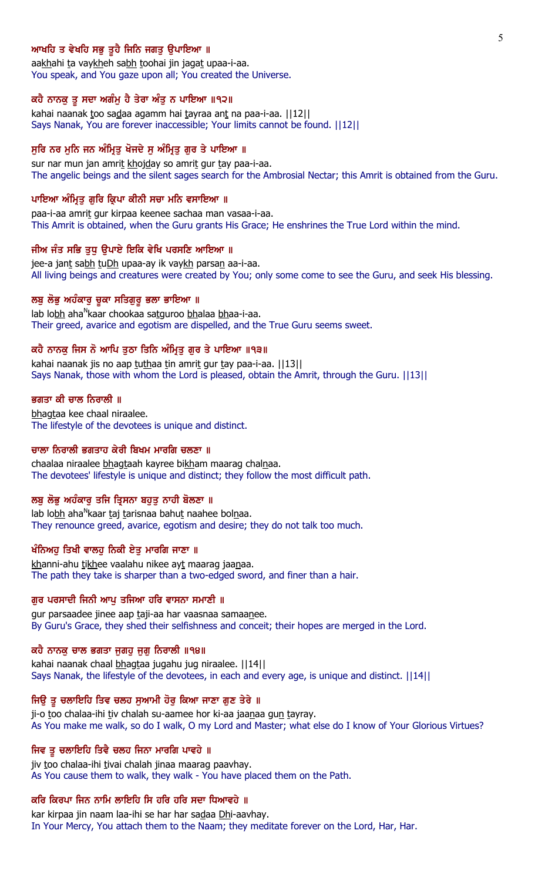ਆਖਹਿ ਤ ਵੇਖਹਿ ਸਭੁ ਤੂਹੈ ਜਿਨਿ ਜਗਤੁ ਉਪਾਇਆ ॥

aakhahi ta vaykheh sabh toohai jin jagat upaa-i-aa.

You speak, and You gaze upon all; You created the Universe.

ਕਹੈ ਨਾਨਕੁ ਤੂ ਸਦਾ ਅਗੰਮੁ ਹੈ ਤੇਰਾ ਅੰਤੁ ਨ ਪਾਇਆ ॥੧੨॥

kahai naanak too sadaa agamm hai tayraa ant na paa-i-aa. ||12||

Says Nanak, You are forever inaccessible; Your limits cannot be found. ||12||

ਸੁਰਿ ਨਰ ਮੁਨਿ ਜਨ ਅੰਮ੍ਰਿਤੁ ਖੋਜਦੇ ਸੁ ਅੰਮ੍ਰਿਤੁ ਗੁਰ ਤੇ ਪਾਇਆ ॥

sur nar mun jan amrit khojday so amrit gur tay paa-i-aa.

The angelic beings and the silent sages search for the Ambrosial Nectar; this Amrit is obtained from the Guru.

ਪਾਇਆ ਅੰਮ੍ਰਿਤੁ ਗੁਰਿ ਕ੍ਰਿਪਾ ਕੀਨੀ ਸਚਾ ਮਨਿ ਵਸਾਇਆ ॥

paa-i-aa amrit gur kirpaa keenee sachaa man vasaa-i-aa.

This Amrit is obtained, when the Guru grants His Grace; He enshrines the True Lord within the mind.

ਜੀਅ ਜੰਤ ਸਭਿ ਤੁਧੁ ਉਪਾਏ ਇਕਿ ਵੇਖਿ ਪਰਸਣਿ ਆਇਆ ॥

jee-a jant sabh tuDh upaa-ay ik vaykh parsan aa-i-aa.

All living beings and creatures were created by You; only some come to see the Guru, and seek His blessing.

ਲਬੁ ਲੋਭੁ ਅਹੰਕਾਰੁ ਚੂਕਾ ਸਤਿਗੁਰੂ ਭਲਾ ਭਾਇਆ ॥

lab lobh ahaNkaar chookaa satguroo bhalaa bhaa-i-aa.

Their greed, avarice and egotism are dispelled, and the True Guru seems sweet.

ਕਹੈ ਨਾਨਕੁ ਜਿਸ ਨੋ ਆਪਿ ਤੁਠਾ ਤਿਨਿ ਅੰਮ੍ਰਿਤੁ ਗੁਰ ਤੇ ਪਾਇਆ ॥੧੩॥

kahai naanak jis no aap tuthaa tin amrit gur tay paa-i-aa. ||13||

Says Nanak, those with whom the Lord is pleased, obtain the Amrit, through the Guru. ||13||

ਭਗਤਾ ਕੀ ਚਾਲ ਨਿਰਾਲੀ ॥

bhagtaa kee chaal niraalee.

The lifestyle of the devotees is unique and distinct.

ਚਾਲਾ ਨਿਰਾਲੀ ਭਗਤਾਹ ਕੇਰੀ ਬਿਖਮ ਮਾਰਗਿ ਚਲਣਾ ॥

chaalaa niraalee bhagtaah kayree bikham maarag chalnaa.

The devotees' lifestyle is unique and distinct; they follow the most difficult path.

ਲਬੁ ਲੋਭੁ ਅਹੰਕਾਰੁ ਤਜਿ ਤ੍ਰਿਸਨਾ ਬਹੁਤੁ ਨਾਹੀ ਬੋਲਣਾ ॥

lab lobh ahaNkaar taj tarisnaa bahut naahee bolnaa.

They renounce greed, avarice, egotism and desire; they do not talk too much.

ਖੰਨਿਅਹੁ ਤਿਖੀ ਵਾਲਹੁ ਨਿਕੀ ਏਤੁ ਮਾਰਗਿ ਜਾਣਾ ॥

khanni-ahu tikhee vaalahu nikee ayt maarag jaanaa.

The path they take is sharper than a two-edged sword, and finer than a hair.

ਗੁਰ ਪਰਸਾਦੀ ਜਿਨੀ ਆਪੁ ਤਜਿਆ ਹਰਿ ਵਾਸਨਾ ਸਮਾਣੀ ॥

gur parsaadee jinee aap taji-aa har vaasnaa samaanee.

By Guru's Grace, they shed their selfishness and conceit; their hopes are merged in the Lord.

ਕਹੈ ਨਾਨਕੁ ਚਾਲ ਭਗਤਾ ਜੁਗਹੁ ਜੁਗੁ ਨਿਰਾਲੀ ॥੧੪॥

kahai naanak chaal bhagtaa jugahu jug niraalee. ||14||

Says Nanak, the lifestyle of the devotees, in each and every age, is unique and distinct. ||14||

ਜਿਉ ਤੂ ਚਲਾਇਹਿ ਤਿਵ ਚਲਹ ਸੁਆਮੀ ਹੋਰੁ ਕਿਆ ਜਾਣਾ ਗੁਣ ਤੇਰੇ ॥

ji-o too chalaa-ihi tiv chalah su-aamee hor ki-aa jaanaa gun tayray.

As You make me walk, so do I walk, O my Lord and Master; what else do I know of Your Glorious Virtues?

ਜਿਵ ਤੂ ਚਲਾਇਹਿ ਤਿਵੈ ਚਲਹ ਜਿਨਾ ਮਾਰਗਿ ਪਾਵਹੇ ॥

jiv too chalaa-ihi tivai chalah jinaa maarag paavhay.

As You cause them to walk, they walk - You have placed them on the Path.

ਕਰਿ ਕਿਰਪਾ ਜਿਨ ਨਾਮਿ ਲਾਇਹਿ ਸਿ ਹਰਿ ਹਰਿ ਸਦਾ ਧਿਆਵਹੇ ॥

kar kirpaa jin naam laa-ihi se har har sadaa Dhi-aavhay.

In Your Mercy, You attach them to the Naam; they meditate forever on the Lord, Har, Har.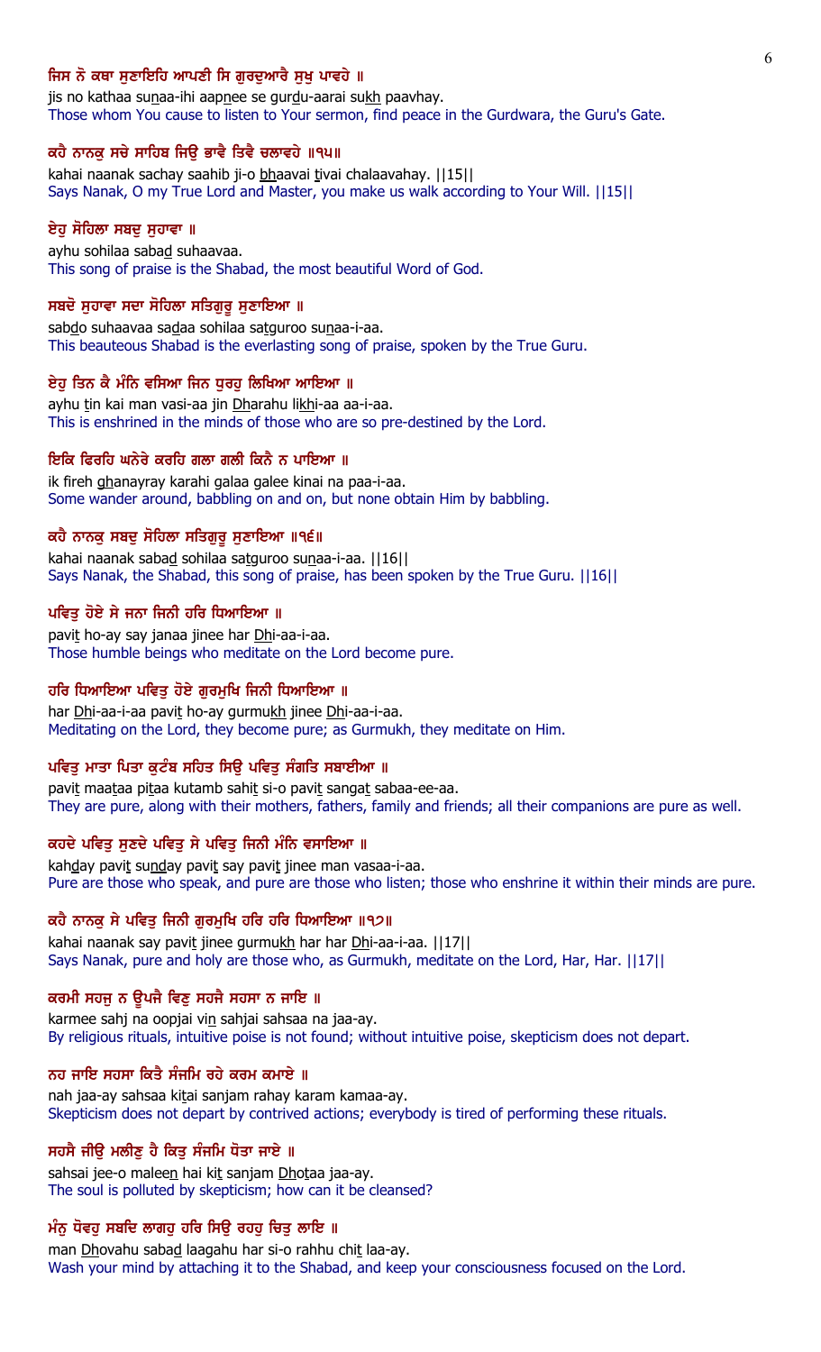**ਜਿਸ ਨੋ ਕਥਾ ਸੁਣਾਇਹਿ ਆਪਣੀ ਸਿ ਗੁਰਦੁਆਰੈ ਸੁਖੁ ਪਾਵਹੇ ॥**

jis no kathaa sunaa-ihi aapnee se gurdu-aarai sukh paavhay.

Those whom You cause to listen to Your sermon, find peace in the Gurdwara, the Guru's Gate.

**ਕਹੈ ਨਾਨਕੁ ਸਚੇ ਸਾਹਿਬ ਜਿਉ ਭਾਵੈ ਤਿਵੈ ਚਲਾਵਹੇ ॥੧੫॥**

kahai naanak sachay saahib ji-o bhaavai tivai chalaavahay. ||15||

Says Nanak, O my True Lord and Master, you make us walk according to Your Will. ||15||

**ਏਹੁ ਸੋਹਿਲਾ ਸਬਦੁ ਸੁਹਾਵਾ ॥**

ayhu sohilaa sabad suhaavaa.

This song of praise is the Shabad, the most beautiful Word of God.

**ਸਬਦੋ ਸੁਹਾਵਾ ਸਦਾ ਸੋਹਿਲਾ ਸਤਿਗੁਰੂ ਸੁਣਾਇਆ ॥**

sabdo suhaavaa sadaa sohilaa satguroo sunaa-i-aa.

This beauteous Shabad is the everlasting song of praise, spoken by the True Guru.

**ਏਹੁ ਤਿਨ ਕੈ ਮੰਨਿ ਵਸਿਆ ਜਿਨ ਧੁਰਹੁ ਲਿਖਿਆ ਆਇਆ ॥**

ayhu tin kai man vasi-aa jin Dharahu likhi-aa aa-i-aa.

This is enshrined in the minds of those who are so pre-destined by the Lord.

**ਇਕਿ ਫਿਰਹਿ ਘਨੇਰੇ ਕਰਹਿ ਗਲਾ ਗਲੀ ਕਿਨੈ ਨ ਪਾਇਆ ॥**

ik fireh ghanayray karahi galaa galee kinai na paa-i-aa.

Some wander around, babbling on and on, but none obtain Him by babbling.

**ਕਹੈ ਨਾਨਕੁ ਸਬਦੁ ਸੋਹਿਲਾ ਸਤਿਗੁਰੂ ਸੁਣਾਇਆ ॥੧੬॥**

kahai naanak sabad sohilaa satguroo sunaa-i-aa. ||16||

Says Nanak, the Shabad, this song of praise, has been spoken by the True Guru. ||16||

**ਪਵਿਤੁ ਹੋਏ ਸੇ ਜਨਾ ਜਿਨੀ ਹਰਿ ਧਿਆਇਆ ॥**

pavit ho-ay say janaa jinee har Dhi-aa-i-aa.

Those humble beings who meditate on the Lord become pure.

**ਹਰਿ ਧਿਆਇਆ ਪਵਿਤੁ ਹੋਏ ਗੁਰਮੁਖਿ ਜਿਨੀ ਧਿਆਇਆ ॥**

har Dhi-aa-i-aa pavit ho-ay gurmukh jinee Dhi-aa-i-aa.

Meditating on the Lord, they become pure; as Gurmukh, they meditate on Him.

**ਪਵਿਤੁ ਮਾਤਾ ਪਿਤਾ ਕੁਟੰਬ ਸਹਿਤ ਸਿਉ ਪਵਿਤੁ ਸੰਗਤਿ ਸਬਾਈਆ ॥**

pavit maataa pitaa kutamb sahit si-o pavit sangat sabaa-ee-aa.

They are pure, along with their mothers, fathers, family and friends; all their companions are pure as well.

**ਕਹਦੇ ਪਵਿਤੁ ਸੁਣਦੇ ਪਵਿਤੁ ਸੇ ਪਵਿਤੁ ਜਿਨੀ ਮੰਨਿ ਵਸਾਇਆ ॥**

kahday pavit sunday pavit say pavit jinee man vasaa-i-aa.

Pure are those who speak, and pure are those who listen; those who enshrine it within their minds are pure.

**ਕਹੈ ਨਾਨਕੁ ਸੇ ਪਵਿਤੁ ਜਿਨੀ ਗੁਰਮੁਖਿ ਹਰਿ ਹਰਿ ਧਿਆਇਆ ॥੧੭॥**

kahai naanak say pavit jinee gurmukh har har Dhi-aa-i-aa. ||17||

Says Nanak, pure and holy are those who, as Gurmukh, meditate on the Lord, Har, Har. ||17||

**ਕਰਮੀ ਸਹਜੁ ਨ ਊਪਜੈ ਵਿਣੁ ਸਹਜੈ ਸਹਸਾ ਨ ਜਾਇ ॥**

karmee sahj na oopjai vin sahjai sahsaa na jaa-ay.

By religious rituals, intuitive poise is not found; without intuitive poise, skepticism does not depart.

**ਨਹ ਜਾਇ ਸਹਸਾ ਕਿਤੈ ਸੰਜਮਿ ਰਹੇ ਕਰਮ ਕਮਾਏ ॥**

nah jaa-ay sahsaa kitai sanjam rahay karam kamaa-ay.

Skepticism does not depart by contrived actions; everybody is tired of performing these rituals.

**ਸਹਸੈ ਜੀਉ ਮਲੀਣੁ ਹੈ ਕਿਤੁ ਸੰਜਮਿ ਧੋਤਾ ਜਾਏ ॥**

sahsai jee-o maleen hai kit sanjam Dhotaa jaa-ay.

The soul is polluted by skepticism; how can it be cleansed?

**ਮੰਨੁ ਧੋਵਹੁ ਸਬਦਿ ਲਾਗਹੁ ਹਰਿ ਸਿਉ ਰਹਹੁ ਚਿਤੁ ਲਾਇ ॥**

man Dhovahu sabad laagahu har si-o rahhu chit laa-ay.

Wash your mind by attaching it to the Shabad, and keep your consciousness focused on the Lord.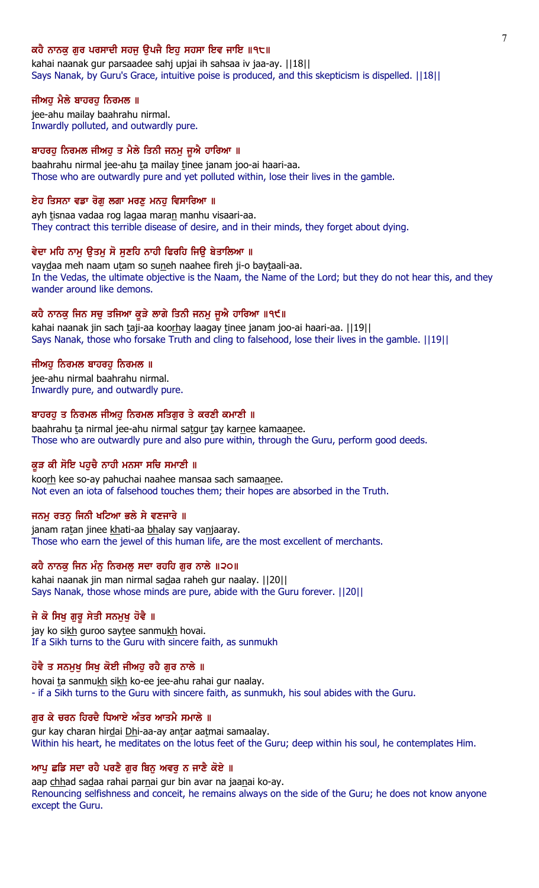**ਕਹੈ ਨਾਨਕੁ ਗੁਰ ਪਰਸਾਦੀ ਸਹਜੁ ਉਪਜੈ ਇਹੁ ਸਹਸਾ ਇਵ ਜਾਇ ॥੧੮॥**

kahai naanak gur parsaadee sahj upjai ih sahsaa iv jaa-ay. ||18||

Says Nanak, by Guru's Grace, intuitive poise is produced, and this skepticism is dispelled. ||18||

**ਜੀਅਹੁ ਮੈਲੇ ਬਾਹਰਹੁ ਨਿਰਮਲ ॥**

jee-ahu mailay baahrahu nirmal.

Inwardly polluted, and outwardly pure.

**ਬਾਹਰਹੁ ਨਿਰਮਲ ਜੀਅਹੁ ਤ ਮੈਲੇ ਤਿਨੀ ਜਨਮੁ ਜੂਐ ਹਾਰਿਆ ॥**

baahrahu nirmal jee-ahu ṯa mailay ṯinee janam joo-ai haari-aa.

Those who are outwardly pure and yet polluted within, lose their lives in the gamble.

**ਏਹ ਤਿਸਨਾ ਵਡਾ ਰੋਗੁ ਲਗਾ ਮਰਣੁ ਮਨਹੁ ਵਿਸਾਰਿਆ ॥**

ayh ṯisnaa vadaa rog lagaa maraṇ manhu visaari-aa.

They contract this terrible disease of desire, and in their minds, they forget about dying.

**ਵੇਦਾ ਮਹਿ ਨਾਮੁ ਉਤਮੁ ਸੋ ਸੁਣਹਿ ਨਾਹੀ ਫਿਰਹਿ ਜਿਉ ਬੇਤਾਲਿਆ ॥**

vayḏaa meh naam uṯam so suṇeh naahee fireh ji-o bayṯaali-aa.

In the Vedas, the ultimate objective is the Naam, the Name of the Lord; but they do not hear this, and they wander around like demons.

**ਕਹੈ ਨਾਨਕੁ ਜਿਨ ਸਚੁ ਤਜਿਆ ਕੂੜੇ ਲਾਗੇ ਤਿਨੀ ਜਨਮੁ ਜੂਐ ਹਾਰਿਆ ॥੧੯॥**

kahai naanak jin sach ṯaji-aa koorhay laagay ṯinee janam joo-ai haari-aa. ||19||

Says Nanak, those who forsake Truth and cling to falsehood, lose their lives in the gamble. ||19||

**ਜੀਅਹੁ ਨਿਰਮਲ ਬਾਹਰਹੁ ਨਿਰਮਲ ॥**

jee-ahu nirmal baahrahu nirmal.

Inwardly pure, and outwardly pure.

**ਬਾਹਰਹੁ ਤ ਨਿਰਮਲ ਜੀਅਹੁ ਨਿਰਮਲ ਸਤਿਗੁਰ ਤੇ ਕਰਣੀ ਕਮਾਣੀ ॥**

baahrahu ṯa nirmal jee-ahu nirmal saṯgur ṯay karṇee kamaaṇee.

Those who are outwardly pure and also pure within, through the Guru, perform good deeds.

**ਕੂੜ ਕੀ ਸੋਇ ਪਹੁਚੈ ਨਾਹੀ ਮਨਸਾ ਸਚਿ ਸਮਾਣੀ ॥**

koorh kee so-ay pahuchai naahee mansaa sach samaaṇee.

Not even an iota of falsehood touches them; their hopes are absorbed in the Truth.

**ਜਨਮੁ ਰਤਨੁ ਜਿਨੀ ਖਟਿਆ ਭਲੇ ਸੇ ਵਣਜਾਰੇ ॥**

janam raṯan jinee khati-aa bhalay say vaṇjaaray.

Those who earn the jewel of this human life, are the most excellent of merchants.

**ਕਹੈ ਨਾਨਕੁ ਜਿਨ ਮੰਨੁ ਨਿਰਮਲੁ ਸਦਾ ਰਹਹਿ ਗੁਰ ਨਾਲੇ ॥੨੦॥**

kahai naanak jin man nirmal saḏaa raheh gur naalay. ||20||

Says Nanak, those whose minds are pure, abide with the Guru forever. ||20||

**ਜੇ ਕੋ ਸਿਖੁ ਗੁਰੂ ਸੇਤੀ ਸਨਮੁਖੁ ਹੋਵੈ ॥**

jay ko sikh guroo sayṯee sanmukh hovai.

If a Sikh turns to the Guru with sincere faith, as sunmukh

**ਹੋਵੈ ਤ ਸਨਮੁਖੁ ਸਿਖੁ ਕੋਈ ਜੀਅਹੁ ਰਹੈ ਗੁਰ ਨਾਲੇ ॥**

hovai ṯa sanmukh sikh ko-ee jee-ahu rahai gur naalay.

- if a Sikh turns to the Guru with sincere faith, as sunmukh, his soul abides with the Guru.

**ਗੁਰ ਕੇ ਚਰਨ ਹਿਰਦੈ ਧਿਆਏ ਅੰਤਰ ਆਤਮੈ ਸਮਾਲੇ ॥**

gur kay charan hirḏai ḏhi-aa-ay anṯar aaṯmai samaalay.

Within his heart, he meditates on the lotus feet of the Guru; deep within his soul, he contemplates Him.

**ਆਪੁ ਛਡਿ ਸਦਾ ਰਹੈ ਪਰਣੈ ਗੁਰ ਬਿਨੁ ਅਵਰੁ ਨ ਜਾਣੈ ਕੋਏ ॥**

aap chhad saḏaa rahai parṇai gur bin avar na jaaṇai ko-ay.

Renouncing selfishness and conceit, he remains always on the side of the Guru; he does not know anyone except the Guru.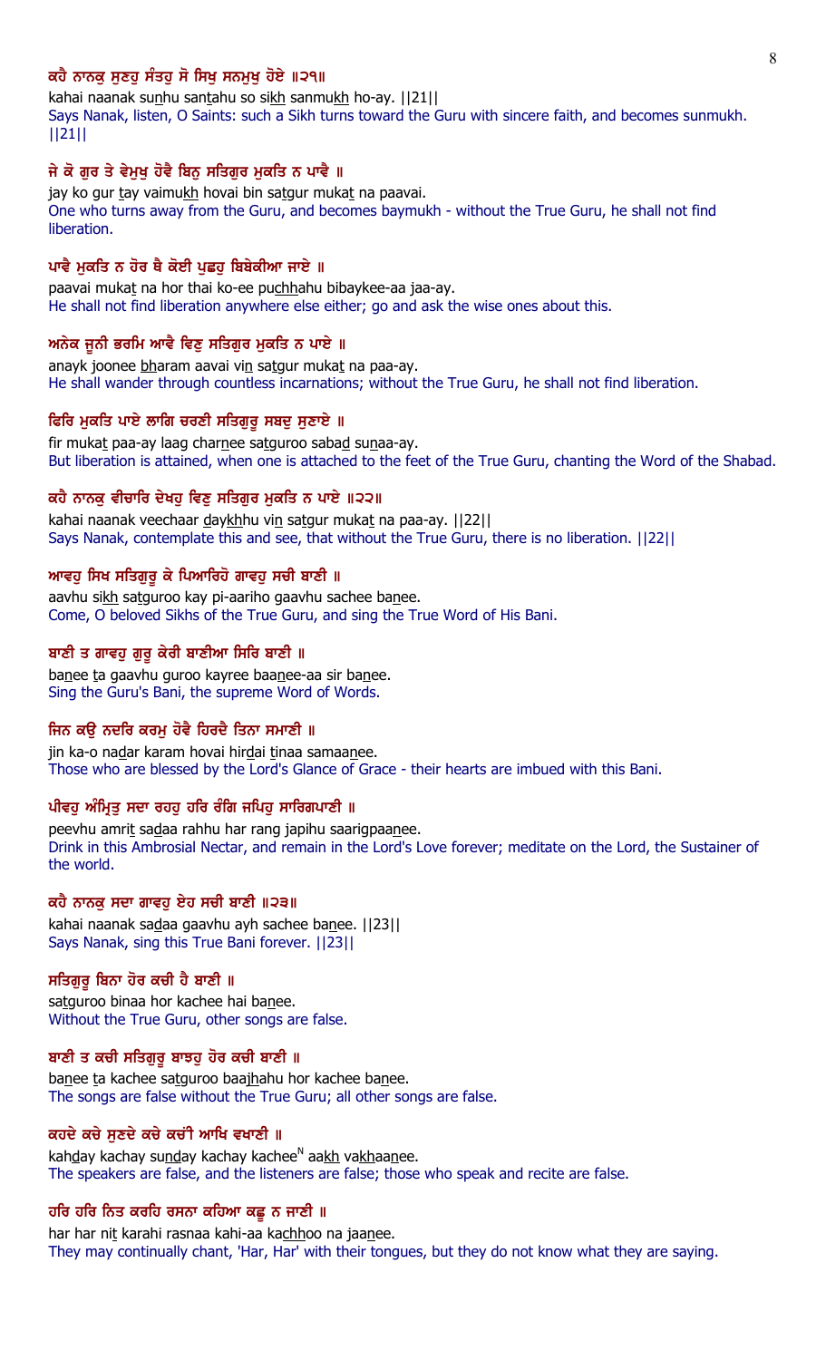**ਕਹੈ ਨਾਨਕੁ ਸੁਣਹੁ ਸੰਤਹੁ ਸੋ ਸਿਖੁ ਸਨਮੁਖੁ ਹੋਏ ॥੨੧॥**

kahai naanak sunhu santahu so sikh sanmukh ho-ay. ||21||

Says Nanak, listen, O Saints: such a Sikh turns toward the Guru with sincere faith, and becomes sunmukh. ||21||

**ਜੇ ਕੋ ਗੁਰ ਤੇ ਵੇਮੁਖੁ ਹੋਵੈ ਬਿਨੁ ਸਤਿਗੁਰ ਮੁਕਤਿ ਨ ਪਾਵੈ ॥**

jay ko gur tay vaimukh hovai bin satgur mukat na paavai.

One who turns away from the Guru, and becomes baymukh - without the True Guru, he shall not find liberation.

**ਪਾਵੈ ਮੁਕਤਿ ਨ ਹੋਰ ਥੈ ਕੋਈ ਪੁਛਹੁ ਬਿਬੇਕੀਆ ਜਾਏ ॥**

paavai mukat na hor thai ko-ee puchhahu bibaykee-aa jaa-ay.

He shall not find liberation anywhere else either; go and ask the wise ones about this.

**ਅਨੇਕ ਜੂਨੀ ਭਰਮਿ ਆਵੈ ਵਿਣੁ ਸਤਿਗੁਰ ਮੁਕਤਿ ਨ ਪਾਏ ॥**

anayk joonee bharam aavai vin satgur mukat na paa-ay.

He shall wander through countless incarnations; without the True Guru, he shall not find liberation.

**ਫਿਰਿ ਮੁਕਤਿ ਪਾਏ ਲਾਗਿ ਚਰਣੀ ਸਤਿਗੁਰੂ ਸਬਦੁ ਸੁਣਾਏ ॥**

fir mukat paa-ay laag charnee satguroo sabad sunaa-ay.

But liberation is attained, when one is attached to the feet of the True Guru, chanting the Word of the Shabad.

**ਕਹੈ ਨਾਨਕੁ ਵੀਚਾਰਿ ਦੇਖਹੁ ਵਿਣੁ ਸਤਿਗੁਰ ਮੁਕਤਿ ਨ ਪਾਏ ॥੨੨॥**

kahai naanak veechaar daykhhu vin satgur mukat na paa-ay. ||22||

Says Nanak, contemplate this and see, that without the True Guru, there is no liberation. ||22||

**ਆਵਹੁ ਸਿਖ ਸਤਿਗੁਰੂ ਕੇ ਪਿਆਰਿਹੋ ਗਾਵਹੁ ਸਚੀ ਬਾਣੀ ॥**

aavhu sikh satguroo kay pi-aariho gaavhu sachee banee.

Come, O beloved Sikhs of the True Guru, and sing the True Word of His Bani.

**ਬਾਣੀ ਤ ਗਾਵਹੁ ਗੁਰੂ ਕੇਰੀ ਬਾਣੀਆ ਸਿਰਿ ਬਾਣੀ ॥**

banee ta gaavhu guroo kayree baanee-aa sir banee.

Sing the Guru's Bani, the supreme Word of Words.

**ਜਿਨ ਕਉ ਨਦਰਿ ਕਰਮੁ ਹੋਵੈ ਹਿਰਦੈ ਤਿਨਾ ਸਮਾਣੀ ॥**

jin ka-o nadar karam hovai hirdai tinaa samaanee.

Those who are blessed by the Lord's Glance of Grace - their hearts are imbued with this Bani.

**ਪੀਵਹੁ ਅੰਮ੍ਰਿਤੁ ਸਦਾ ਰਹਹੁ ਹਰਿ ਰੰਗਿ ਜਪਿਹੁ ਸਾਰਿਗਪਾਣੀ ॥**

peevhu amrit sadaa rahhu har rang japihu saarigpaanee.

Drink in this Ambrosial Nectar, and remain in the Lord's Love forever; meditate on the Lord, the Sustainer of the world.

**ਕਹੈ ਨਾਨਕੁ ਸਦਾ ਗਾਵਹੁ ਏਹ ਸਚੀ ਬਾਣੀ ॥੨੩॥**

kahai naanak sadaa gaavhu ayh sachee banee. ||23||

Says Nanak, sing this True Bani forever. ||23||

**ਸਤਿਗੁਰੂ ਬਿਨਾ ਹੋਰ ਕਚੀ ਹੈ ਬਾਣੀ ॥**

satguroo binaa hor kachee hai banee.

Without the True Guru, other songs are false.

**ਬਾਣੀ ਤ ਕਚੀ ਸਤਿਗੁਰੂ ਬਾਝਹੁ ਹੋਰ ਕਚੀ ਬਾਣੀ ॥**

banee ta kachee satguroo baajhahu hor kachee banee.

The songs are false without the True Guru; all other songs are false.

**ਕਹਦੇ ਕਚੇ ਸੁਣਦੇ ਕਚੇ ਕਚੀ ਆਖਿ ਵਖਾਣੀ ॥**

kahday kachay sunday kachay kacheeN aakh vakhaanee.

The speakers are false, and the listeners are false; those who speak and recite are false.

**ਹਰਿ ਹਰਿ ਨਿਤ ਕਰਹਿ ਰਸਨਾ ਕਹਿਆ ਕਛੂ ਨ ਜਾਣੀ ॥**

har har nit karahi rasnaa kahi-aa kachhoo na jaanee.

They may continually chant, 'Har, Har' with their tongues, but they do not know what they are saying.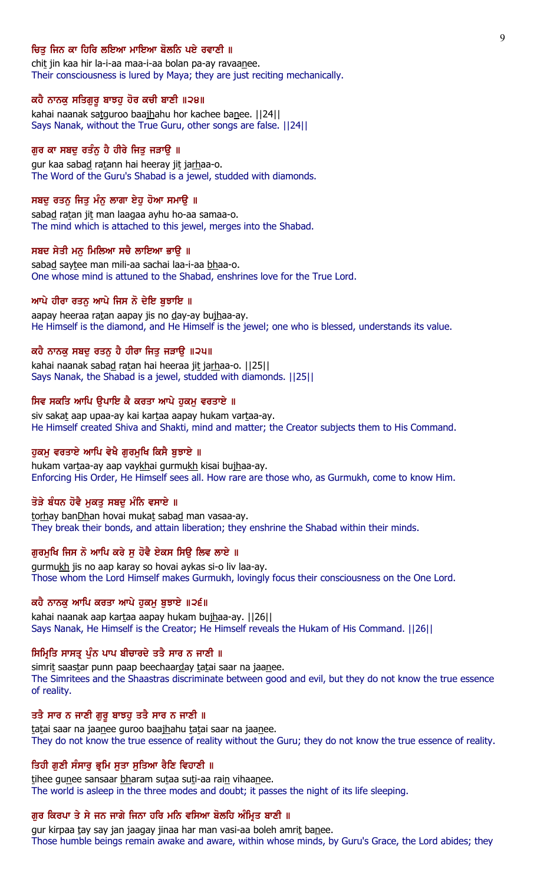**ਚਿਤੁ ਜਿਨ ਕਾ ਹਿਰਿ ਲਇਆ ਮਾਇਆ ਬੋਲਨਿ ਪਏ ਰਵਾਣੀ ॥**

chit jin kaa hir la-i-aa maa-i-aa bolan pa-ay ravaanee.

Their consciousness is lured by Maya; they are just reciting mechanically.

**ਕਹੈ ਨਾਨਕੁ ਸਤਿਗੁਰੂ ਬਾਝਹੁ ਹੋਰ ਕਚੀ ਬਾਣੀ ॥੨੪॥**

kahai naanak satguroo baajhahu hor kachee banee. ||24||

Says Nanak, without the True Guru, other songs are false. ||24||

**ਗੁਰ ਕਾ ਸਬਦੁ ਰਤੰਨੁ ਹੈ ਹੀਰੇ ਜਿਤੁ ਜੜਾਉ ॥**

gur kaa sabad ratann hai heeray jit jarhaa-o.

The Word of the Guru's Shabad is a jewel, studded with diamonds.

**ਸਬਦੁ ਰਤਨੁ ਜਿਤੁ ਮੰਨੁ ਲਾਗਾ ਏਹੁ ਹੋਆ ਸਮਾਉ ॥**

sabad ratan jit man laagaa ayhu ho-aa samaa-o.

The mind which is attached to this jewel, merges into the Shabad.

**ਸਬਦ ਸੇਤੀ ਮਨੁ ਮਿਲਿਆ ਸਚੈ ਲਾਇਆ ਭਾਉ ॥**

sabad saytee man mili-aa sachai laa-i-aa bhaa-o.

One whose mind is attuned to the Shabad, enshrines love for the True Lord.

**ਆਪੇ ਹੀਰਾ ਰਤਨੁ ਆਪੇ ਜਿਸ ਨੋ ਦੇਇ ਬੁਝਾਇ ॥**

aapay heeraa ratan aapay jis no day-ay bujhaa-ay.

He Himself is the diamond, and He Himself is the jewel; one who is blessed, understands its value.

**ਕਹੈ ਨਾਨਕੁ ਸਬਦੁ ਰਤਨੁ ਹੈ ਹੀਰਾ ਜਿਤੁ ਜੜਾਉ ॥੨੫॥**

kahai naanak sabad ratan hai heeraa jit jarhaa-o. ||25||

Says Nanak, the Shabad is a jewel, studded with diamonds. ||25||

**ਸਿਵ ਸਕਤਿ ਆਪਿ ਉਪਾਇ ਕੈ ਕਰਤਾ ਆਪੇ ਹੁਕਮੁ ਵਰਤਾਏ ॥**

siv sakat aap upaa-ay kai kartaa aapay hukam vartaa-ay.

He Himself created Shiva and Shakti, mind and matter; the Creator subjects them to His Command.

**ਹੁਕਮੁ ਵਰਤਾਏ ਆਪਿ ਵੇਖੈ ਗੁਰਮੁਖਿ ਕਿਸੈ ਬੁਝਾਏ ॥**

hukam vartaa-ay aap vaykhai gurmukh kisai bujhaa-ay.

Enforcing His Order, He Himself sees all. How rare are those who, as Gurmukh, come to know Him.

**ਤੋੜੇ ਬੰਧਨ ਹੋਵੈ ਮੁਕਤੁ ਸਬਦੁ ਮੰਨਿ ਵਸਾਏ ॥**

torhay banDhan hovai mukat sabad man vasaa-ay.

They break their bonds, and attain liberation; they enshrine the Shabad within their minds.

**ਗੁਰਮੁਖਿ ਜਿਸ ਨੋ ਆਪਿ ਕਰੇ ਸੁ ਹੋਵੈ ਏਕਸ ਸਿਉ ਲਿਵ ਲਾਏ ॥**

gurmukh jis no aap karay so hovai aykas si-o liv laa-ay.

Those whom the Lord Himself makes Gurmukh, lovingly focus their consciousness on the One Lord.

**ਕਹੈ ਨਾਨਕੁ ਆਪਿ ਕਰਤਾ ਆਪੇ ਹੁਕਮੁ ਬੁਝਾਏ ॥੨੬॥**

kahai naanak aap kartaa aapay hukam bujhaa-ay. ||26||

Says Nanak, He Himself is the Creator; He Himself reveals the Hukam of His Command. ||26||

**ਸਿਮ੍ਰਿਤਿ ਸਾਸਤ੍ਰ ਪੁੰਨ ਪਾਪ ਬੀਚਾਰਦੇ ਤਤੈ ਸਾਰ ਨ ਜਾਣੀ ॥**

simrit saastar punn paap beechaarday tatai saar na jaanee.

The Simritees and the Shaastras discriminate between good and evil, but they do not know the true essence of reality.

**ਤਤੈ ਸਾਰ ਨ ਜਾਣੀ ਗੁਰੂ ਬਾਝਹੁ ਤਤੈ ਸਾਰ ਨ ਜਾਣੀ ॥**

tatai saar na jaanee guroo baajhahu tatai saar na jaanee.

They do not know the true essence of reality without the Guru; they do not know the true essence of reality.

**ਤਿਹੀ ਗੁਣੀ ਸੰਸਾਰੁ ਭ੍ਰਮਿ ਸੁਤਾ ਸੁਤਿਆ ਰੈਣਿ ਵਿਹਾਣੀ ॥**

tihee gunee sansaar bharam sutaa suti-aa rain vihaanee.

The world is asleep in the three modes and doubt; it passes the night of its life sleeping.

**ਗੁਰ ਕਿਰਪਾ ਤੇ ਸੇ ਜਨ ਜਾਗੇ ਜਿਨਾ ਹਰਿ ਮਨਿ ਵਸਿਆ ਬੋਲਹਿ ਅੰਮ੍ਰਿਤ ਬਾਣੀ ॥**

gur kirpaa tay say jan jaagay jinaa har man vasi-aa boleh amrit banee.

Those humble beings remain awake and aware, within whose minds, by Guru's Grace, the Lord abides; they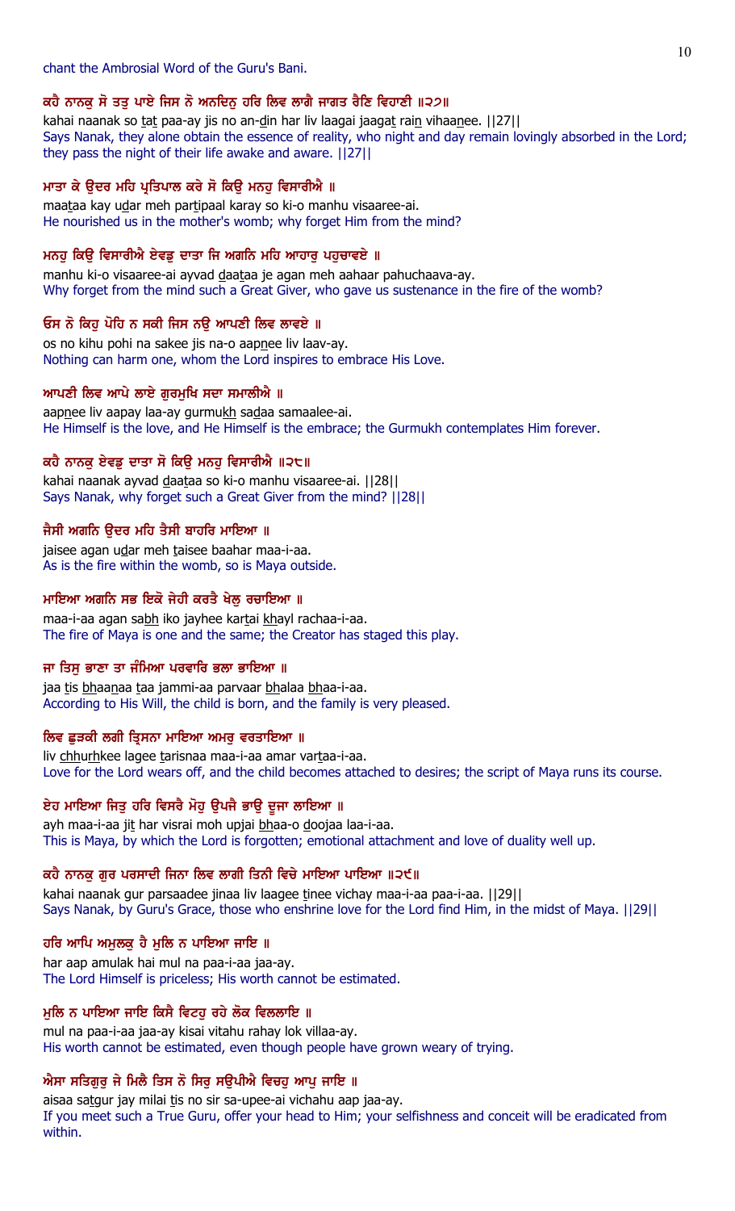chant the Ambrosial Word of the Guru's Bani.

ਕਹੈ ਨਾਨਕੁ ਸੋ ਤਤੁ ਪਾਏ ਜਿਸ ਨੋ ਅਨਦਿਨੁ ਹਰਿ ਲਿਵ ਲਾਗੈ ਜਾਗਤ ਰੈਣਿ ਵਿਹਾਣੀ ॥੨੭॥

kahai naanak so tat paa-ay jis no an-din har liv laagai jaagat rain vihaanee. ||27||

Says Nanak, they alone obtain the essence of reality, who night and day remain lovingly absorbed in the Lord; they pass the night of their life awake and aware. ||27||

ਮਾਤਾ ਕੇ ਉਦਰ ਮਹਿ ਪ੍ਰਤਿਪਾਲ ਕਰੇ ਸੋ ਕਿਉ ਮਨਹੁ ਵਿਸਾਰੀਐ ॥

maataa kay udar meh partipaal karay so ki-o manhu visaaree-ai.

He nourished us in the mother's womb; why forget Him from the mind?

ਮਨਹੁ ਕਿਉ ਵਿਸਾਰੀਐ ਏਵਡੁ ਦਾਤਾ ਜਿ ਅਗਨਿ ਮਹਿ ਆਹਾਰੁ ਪਹੁਚਾਵਏ ॥

manhu ki-o visaaree-ai ayvad daataa je agan meh aahaar pahuchaava-ay.

Why forget from the mind such a Great Giver, who gave us sustenance in the fire of the womb?

ਓਸ ਨੋ ਕਿਹੁ ਪੋਹਿ ਨ ਸਕੀ ਜਿਸ ਨਉ ਆਪਣੀ ਲਿਵ ਲਾਵਏ ॥

os no kihu pohi na sakee jis na-o aapnee liv laav-ay.

Nothing can harm one, whom the Lord inspires to embrace His Love.

ਆਪਣੀ ਲਿਵ ਆਪੇ ਲਾਏ ਗੁਰਮੁਖਿ ਸਦਾ ਸਮਾਲੀਐ ॥

aapnee liv aapay laa-ay gurmukh sadaa samaalee-ai.

He Himself is the love, and He Himself is the embrace; the Gurmukh contemplates Him forever.

ਕਹੈ ਨਾਨਕੁ ਏਵਡੁ ਦਾਤਾ ਸੋ ਕਿਉ ਮਨਹੁ ਵਿਸਾਰੀਐ ॥੨੮॥

kahai naanak ayvad daataa so ki-o manhu visaaree-ai. ||28||

Says Nanak, why forget such a Great Giver from the mind? ||28||

ਜੈਸੀ ਅਗਨਿ ਉਦਰ ਮਹਿ ਤੈਸੀ ਬਾਹਰਿ ਮਾਇਆ ॥

jaisee agan udar meh taisee baahar maa-i-aa.

As is the fire within the womb, so is Maya outside.

ਮਾਇਆ ਅਗਨਿ ਸਭ ਇਕੋ ਜੇਹੀ ਕਰਤੈ ਖੇਲੁ ਰਚਾਇਆ ॥

maa-i-aa agan sabh iko jayhee kartai khayl rachaa-i-aa.

The fire of Maya is one and the same; the Creator has staged this play.

ਜਾ ਤਿਸੁ ਭਾਣਾ ਤਾ ਜੰਮਿਆ ਪਰਵਾਰਿ ਭਲਾ ਭਾਇਆ ॥

jaa tis bhaanaa taa jammi-aa parvaar bhalaa bhaa-i-aa.

According to His Will, the child is born, and the family is very pleased.

ਲਿਵ ਛੁੜਕੀ ਲਗੀ ਤ੍ਰਿਸਨਾ ਮਾਇਆ ਅਮਰੁ ਵਰਤਾਇਆ ॥

liv chhurhkee lagee tarisnaa maa-i-aa amar vartaa-i-aa.

Love for the Lord wears off, and the child becomes attached to desires; the script of Maya runs its course.

ਏਹ ਮਾਇਆ ਜਿਤੁ ਹਰਿ ਵਿਸਰੈ ਮੋਹੁ ਉਪਜੈ ਭਾਉ ਦੂਜਾ ਲਾਇਆ ॥

ayh maa-i-aa jit har visrai moh upjai bhaa-o doojaa laa-i-aa.

This is Maya, by which the Lord is forgotten; emotional attachment and love of duality well up.

ਕਹੈ ਨਾਨਕੁ ਗੁਰ ਪਰਸਾਦੀ ਜਿਨਾ ਲਿਵ ਲਾਗੀ ਤਿਨੀ ਵਿਚੇ ਮਾਇਆ ਪਾਇਆ ॥੨੯॥

kahai naanak gur parsaadee jinaa liv laagee tinee vichay maa-i-aa paa-i-aa. ||29||

Says Nanak, by Guru's Grace, those who enshrine love for the Lord find Him, in the midst of Maya. ||29||

ਹਰਿ ਆਪਿ ਅਮੁਲਕੁ ਹੈ ਮੁਲਿ ਨ ਪਾਇਆ ਜਾਇ ॥

har aap amulak hai mul na paa-i-aa jaa-ay.

The Lord Himself is priceless; His worth cannot be estimated.

ਮੁਲਿ ਨ ਪਾਇਆ ਜਾਇ ਕਿਸੈ ਵਿਟਹੁ ਰਹੇ ਲੋਕ ਵਿਲਲਾਇ ॥

mul na paa-i-aa jaa-ay kisai vitahu rahay lok villaa-ay.

His worth cannot be estimated, even though people have grown weary of trying.

ਐਸਾ ਸਤਿਗੁਰੁ ਜੇ ਮਿਲੈ ਤਿਸ ਨੋ ਸਿਰੁ ਸਉਪੀਐ ਵਿਚਹੁ ਆਪੁ ਜਾਇ ॥

aisaa satgur jay milai tis no sir sa-upee-ai vichahu aap jaa-ay.

If you meet such a True Guru, offer your head to Him; your selfishness and conceit will be eradicated from within.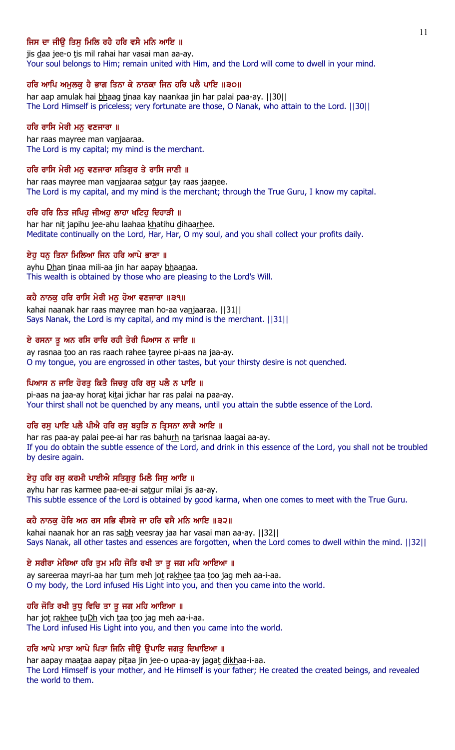**ਜਿਸ ਦਾ ਜੀਉ ਤਿਸੁ ਮਿਲਿ ਰਹੈ ਹਰਿ ਵਸੈ ਮਨਿ ਆਇ ॥**

jis daa jee-o tis mil rahai har vasai man aa-ay.

Your soul belongs to Him; remain united with Him, and the Lord will come to dwell in your mind.

**ਹਰਿ ਆਪਿ ਅਮੁਲਕੁ ਹੈ ਭਾਗ ਤਿਨਾ ਕੇ ਨਾਨਕਾ ਜਿਨ ਹਰਿ ਪਲੈ ਪਾਇ ॥੩੦॥**

har aap amulak hai bhaag tinaa kay naankaa jin har palai paa-ay. ||30||

The Lord Himself is priceless; very fortunate are those, O Nanak, who attain to the Lord. ||30||

**ਹਰਿ ਰਾਸਿ ਮੇਰੀ ਮਨੁ ਵਣਜਾਰਾ ॥**

har raas mayree man vanjaaraa.

The Lord is my capital; my mind is the merchant.

**ਹਰਿ ਰਾਸਿ ਮੇਰੀ ਮਨੁ ਵਣਜਾਰਾ ਸਤਿਗੁਰ ਤੇ ਰਾਸਿ ਜਾਣੀ ॥**

har raas mayree man vanjaaraa satgur tay raas jaanee.

The Lord is my capital, and my mind is the merchant; through the True Guru, I know my capital.

**ਹਰਿ ਹਰਿ ਨਿਤ ਜਪਿਹੁ ਜੀਅਹੁ ਲਾਹਾ ਖਟਿਹੁ ਦਿਹਾੜੀ ॥**

har har nit japihu jee-ahu laahaa khatihu dihaarhee.

Meditate continually on the Lord, Har, Har, O my soul, and you shall collect your profits daily.

**ਏਹੁ ਧਨੁ ਤਿਨਾ ਮਿਲਿਆ ਜਿਨ ਹਰਿ ਆਪੇ ਭਾਣਾ ॥**

ayhu Dhan tinaa mili-aa jin har aapay bhaanaa.

This wealth is obtained by those who are pleasing to the Lord's Will.

**ਕਹੈ ਨਾਨਕੁ ਹਰਿ ਰਾਸਿ ਮੇਰੀ ਮਨੁ ਹੋਆ ਵਣਜਾਰਾ ॥੩੧॥**

kahai naanak har raas mayree man ho-aa vanjaaraa. ||31||

Says Nanak, the Lord is my capital, and my mind is the merchant. ||31||

**ਏ ਰਸਨਾ ਤੂ ਅਨ ਰਸਿ ਰਾਚਿ ਰਹੀ ਤੇਰੀ ਪਿਆਸ ਨ ਜਾਇ ॥**

ay rasnaa too an ras raach rahee tayree pi-aas na jaa-ay.

O my tongue, you are engrossed in other tastes, but your thirsty desire is not quenched.

**ਪਿਆਸ ਨ ਜਾਇ ਹੋਰਤੁ ਕਿਤੈ ਜਿਚਰੁ ਹਰਿ ਰਸੁ ਪਲੈ ਨ ਪਾਇ ॥**

pi-aas na jaa-ay horat kitai jichar har ras palai na paa-ay.

Your thirst shall not be quenched by any means, until you attain the subtle essence of the Lord.

**ਹਰਿ ਰਸੁ ਪਾਇ ਪਲੈ ਪੀਐ ਹਰਿ ਰਸੁ ਬਹੁੜਿ ਨ ਤ੍ਰਿਸਨਾ ਲਾਗੈ ਆਇ ॥**

har ras paa-ay palai pee-ai har ras bahurh na tarisnaa laagai aa-ay.

If you do obtain the subtle essence of the Lord, and drink in this essence of the Lord, you shall not be troubled by desire again.

**ਏਹੁ ਹਰਿ ਰਸੁ ਕਰਮੀ ਪਾਈਐ ਸਤਿਗੁਰੁ ਮਿਲੈ ਜਿਸੁ ਆਇ ॥**

ayhu har ras karmee paa-ee-ai satgur milai jis aa-ay.

This subtle essence of the Lord is obtained by good karma, when one comes to meet with the True Guru.

**ਕਹੈ ਨਾਨਕੁ ਹੋਰਿ ਅਨ ਰਸ ਸਭਿ ਵੀਸਰੇ ਜਾ ਹਰਿ ਵਸੈ ਮਨਿ ਆਇ ॥੩੨॥**

kahai naanak hor an ras sabh veesray jaa har vasai man aa-ay. ||32||

Says Nanak, all other tastes and essences are forgotten, when the Lord comes to dwell within the mind. ||32||

**ਏ ਸਰੀਰਾ ਮੇਰਿਆ ਹਰਿ ਤੁਮ ਮਹਿ ਜੋਤਿ ਰਖੀ ਤਾ ਤੂ ਜਗ ਮਹਿ ਆਇਆ ॥**

ay sareeraa mayri-aa har tum meh jot rakhee taa too jag meh aa-i-aa.

O my body, the Lord infused His Light into you, and then you came into the world.

**ਹਰਿ ਜੋਤਿ ਰਖੀ ਤੁਧੁ ਵਿਚਿ ਤਾ ਤੂ ਜਗ ਮਹਿ ਆਇਆ ॥**

har jot rakhee tuDh vich taa too jag meh aa-i-aa.

The Lord infused His Light into you, and then you came into the world.

**ਹਰਿ ਆਪੇ ਮਾਤਾ ਆਪੇ ਪਿਤਾ ਜਿਨਿ ਜੀਉ ਉਪਾਇ ਜਗਤੁ ਦਿਖਾਇਆ ॥**

har aapay maataa aapay pitaa jin jee-o upaa-ay jagat dikhaa-i-aa.

The Lord Himself is your mother, and He Himself is your father; He created the created beings, and revealed the world to them.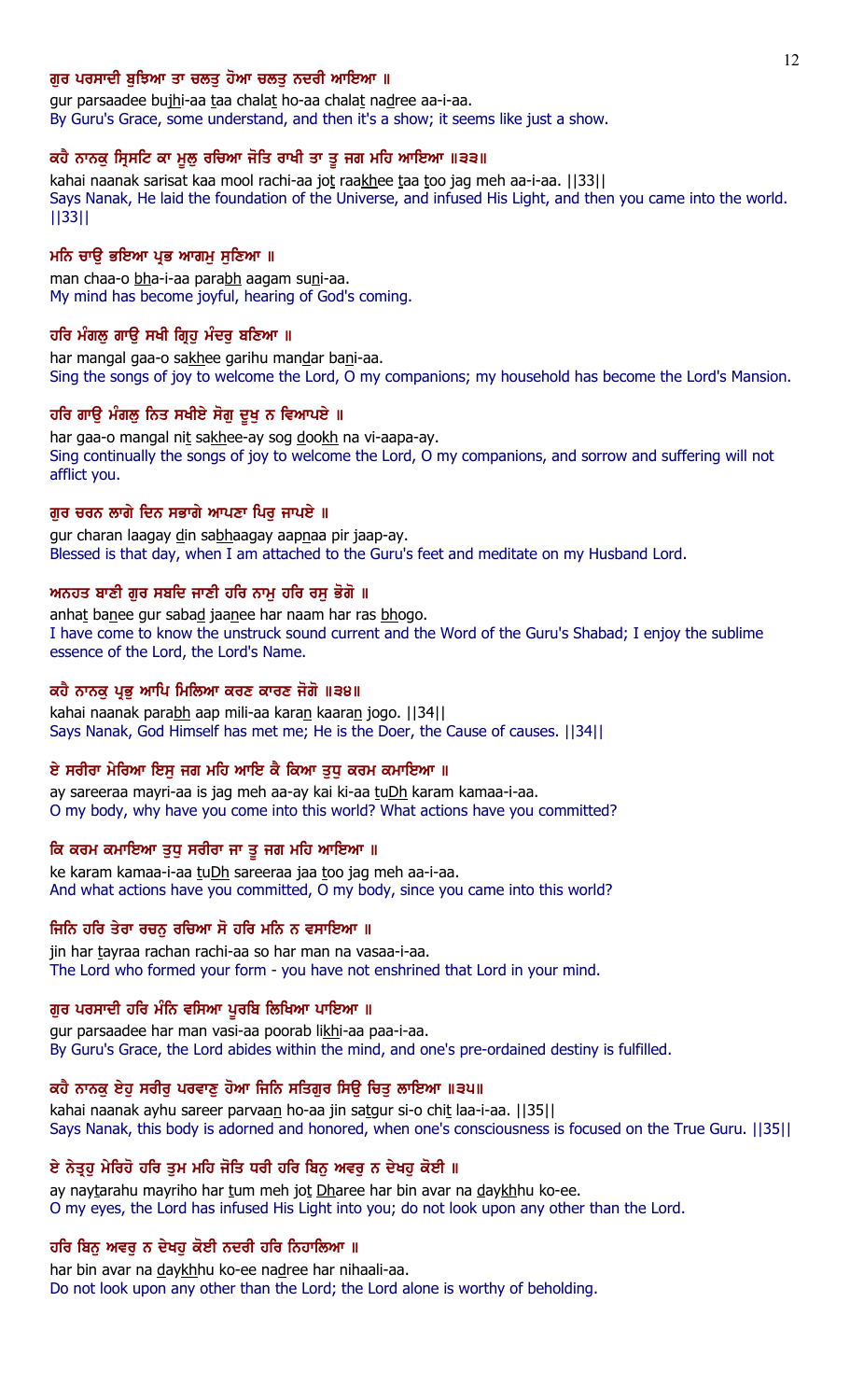**ਗੁਰ ਪਰਸਾਦੀ ਬੁਝਿਆ ਤਾ ਚਲਤੁ ਹੋਆ ਚਲਤੁ ਨਦਰੀ ਆਇਆ ॥**

gur parsaadee bujhi-aa taa chalat ho-aa chalat nadree aa-i-aa.

By Guru's Grace, some understand, and then it's a show; it seems like just a show.

**ਕਹੈ ਨਾਨਕੁ ਸ੍ਰਿਸਟਿ ਕਾ ਮੂਲੁ ਰਚਿਆ ਜੋਤਿ ਰਾਖੀ ਤਾ ਤੂ ਜਗ ਮਹਿ ਆਇਆ ॥੩੩॥**

kahai naanak sarisat kaa mool rachi-aa jot raakhee taa too jag meh aa-i-aa. ||33||

Says Nanak, He laid the foundation of the Universe, and infused His Light, and then you came into the world. ||33||

**ਮਨਿ ਚਾਉ ਭਇਆ ਪ੍ਰਭ ਆਗਮੁ ਸੁਣਿਆ ॥**

man chaa-o bha-i-aa parabh aagam suni-aa.

My mind has become joyful, hearing of God's coming.

**ਹਰਿ ਮੰਗਲੁ ਗਾਉ ਸਖੀ ਗ੍ਰਿਹੁ ਮੰਦਰੁ ਬਣਿਆ ॥**

har mangal gaa-o sakhee garihu mandar bani-aa.

Sing the songs of joy to welcome the Lord, O my companions; my household has become the Lord's Mansion.

**ਹਰਿ ਗਾਉ ਮੰਗਲੁ ਨਿਤ ਸਖੀਏ ਸੋਗੁ ਦੂਖੁ ਨ ਵਿਆਪਏ ॥**

har gaa-o mangal nit sakhee-ay sog dookh na vi-aapa-ay.

Sing continually the songs of joy to welcome the Lord, O my companions, and sorrow and suffering will not afflict you.

**ਗੁਰ ਚਰਨ ਲਾਗੇ ਦਿਨ ਸਭਾਗੇ ਆਪਣਾ ਪਿਰੁ ਜਾਪਏ ॥**

gur charan laagay din sabhaagay aapnaa pir jaap-ay.

Blessed is that day, when I am attached to the Guru's feet and meditate on my Husband Lord.

**ਅਨਹਤ ਬਾਣੀ ਗੁਰ ਸਬਦਿ ਜਾਣੀ ਹਰਿ ਨਾਮੁ ਹਰਿ ਰਸੁ ਭੋਗੋ ॥**

anhat banee gur sabad jaanee har naam har ras bhogo.

I have come to know the unstruck sound current and the Word of the Guru's Shabad; I enjoy the sublime essence of the Lord, the Lord's Name.

**ਕਹੈ ਨਾਨਕੁ ਪ੍ਰਭੁ ਆਪਿ ਮਿਲਿਆ ਕਰਣ ਕਾਰਣ ਜੋਗੋ ॥੩੪॥**

kahai naanak parabh aap mili-aa karan kaaran jogo. ||34||

Says Nanak, God Himself has met me; He is the Doer, the Cause of causes. ||34||

**ਏ ਸਰੀਰਾ ਮੇਰਿਆ ਇਸੁ ਜਗ ਮਹਿ ਆਇ ਕੈ ਕਿਆ ਤੁਧੁ ਕਰਮ ਕਮਾਇਆ ॥**

ay sareeraa mayri-aa is jag meh aa-ay kai ki-aa tuDh karam kamaa-i-aa.

O my body, why have you come into this world? What actions have you committed?

**ਕਿ ਕਰਮ ਕਮਾਇਆ ਤੁਧੁ ਸਰੀਰਾ ਜਾ ਤੂ ਜਗ ਮਹਿ ਆਇਆ ॥**

ke karam kamaa-i-aa tuDh sareeraa jaa too jag meh aa-i-aa.

And what actions have you committed, O my body, since you came into this world?

**ਜਿਨਿ ਹਰਿ ਤੇਰਾ ਰਚਨੁ ਰਚਿਆ ਸੋ ਹਰਿ ਮਨਿ ਨ ਵਸਾਇਆ ॥**

jin har tayraa rachan rachi-aa so har man na vasaa-i-aa.

The Lord who formed your form - you have not enshrined that Lord in your mind.

**ਗੁਰ ਪਰਸਾਦੀ ਹਰਿ ਮੰਨਿ ਵਸਿਆ ਪੂਰਬਿ ਲਿਖਿਆ ਪਾਇਆ ॥**

gur parsaadee har man vasi-aa poorab likhi-aa paa-i-aa.

By Guru's Grace, the Lord abides within the mind, and one's pre-ordained destiny is fulfilled.

**ਕਹੈ ਨਾਨਕੁ ਏਹੁ ਸਰੀਰੁ ਪਰਵਾਣੁ ਹੋਆ ਜਿਨਿ ਸਤਿਗੁਰ ਸਿਉ ਚਿਤੁ ਲਾਇਆ ॥੩੫॥**

kahai naanak ayhu sareer parvaan ho-aa jin satgur si-o chit laa-i-aa. ||35||

Says Nanak, this body is adorned and honored, when one's consciousness is focused on the True Guru. ||35||

**ਏ ਨੇਤ੍ਰਹੁ ਮੇਰਿਹੋ ਹਰਿ ਤੁਮ ਮਹਿ ਜੋਤਿ ਧਰੀ ਹਰਿ ਬਿਨੁ ਅਵਰੁ ਨ ਦੇਖਹੁ ਕੋਈ ॥**

ay naytarahu mayriho har tum meh jot Dharee har bin avar na daykhhu ko-ee.

O my eyes, the Lord has infused His Light into you; do not look upon any other than the Lord.

**ਹਰਿ ਬਿਨੁ ਅਵਰੁ ਨ ਦੇਖਹੁ ਕੋਈ ਨਦਰੀ ਹਰਿ ਨਿਹਾਲਿਆ ॥**

har bin avar na daykhhu ko-ee nadree har nihaali-aa.

Do not look upon any other than the Lord; the Lord alone is worthy of beholding.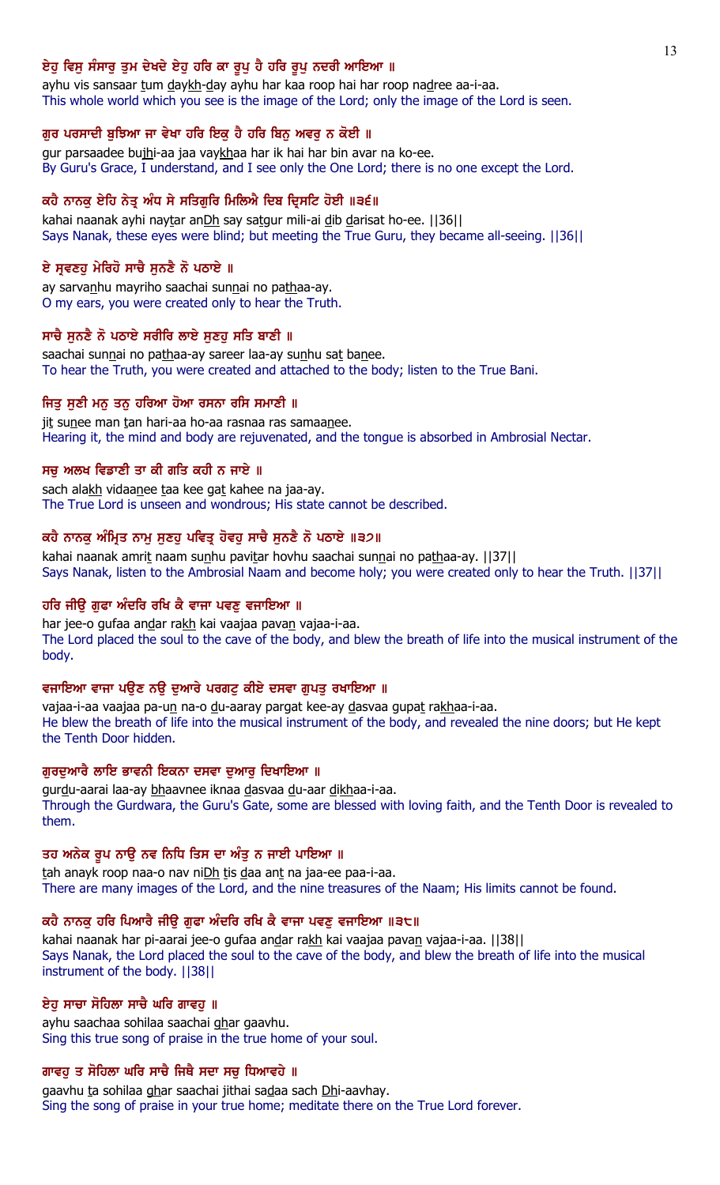ਏਹੁ ਵਿਸੁ ਸੰਸਾਰੁ ਤੁਮ ਦੇਖਦੇ ਏਹੁ ਹਰਿ ਕਾ ਰੂਪੁ ਹੈ ਹਰਿ ਰੂਪੁ ਨਦਰੀ ਆਇਆ ॥

ayhu vis sansaar tum daykh-day ayhu har kaa roop hai har roop nadree aa-i-aa.

This whole world which you see is the image of the Lord; only the image of the Lord is seen.

ਗੁਰ ਪਰਸਾਦੀ ਬੁਝਿਆ ਜਾ ਵੇਖਾ ਹਰਿ ਇਕੁ ਹੈ ਹਰਿ ਬਿਨੁ ਅਵਰੁ ਨ ਕੋਈ ॥

gur parsaadee bujhi-aa jaa vaykhaa har ik hai har bin avar na ko-ee.

By Guru's Grace, I understand, and I see only the One Lord; there is no one except the Lord.

ਕਹੈ ਨਾਨਕੁ ਏਹਿ ਨੇਤ੍ਰ ਅੰਧ ਸੇ ਸਤਿਗੁਰਿ ਮਿਲਿਐ ਦਿਬ ਦ੍ਰਿਸਟਿ ਹੋਈ ॥੩੬॥

kahai naanak ayhi naytar anDh say satgur mili-ai dib darisat ho-ee. ||36||

Says Nanak, these eyes were blind; but meeting the True Guru, they became all-seeing. ||36||

ਏ ਸ੍ਰਵਣਹੁ ਮੇਰਿਹੋ ਸਾਚੈ ਸੁਨਣੈ ਨੋ ਪਠਾਏ ॥

ay sarvanhu mayriho saachai sunnai no pathaa-ay.

O my ears, you were created only to hear the Truth.

ਸਾਚੈ ਸੁਨਣੈ ਨੋ ਪਠਾਏ ਸਰੀਰਿ ਲਾਏ ਸੁਣਹੁ ਸਤਿ ਬਾਣੀ ॥

saachai sunnai no pathaa-ay sareer laa-ay sunhu sat banee.

To hear the Truth, you were created and attached to the body; listen to the True Bani.

ਜਿਤੁ ਸੁਣੀ ਮਨੁ ਤਨੁ ਹਰਿਆ ਹੋਆ ਰਸਨਾ ਰਸਿ ਸਮਾਣੀ ॥

jit sunee man tan hari-aa ho-aa rasnaa ras samaanee.

Hearing it, the mind and body are rejuvenated, and the tongue is absorbed in Ambrosial Nectar.

ਸਚੁ ਅਲਖ ਵਿਡਾਣੀ ਤਾ ਕੀ ਗਤਿ ਕਹੀ ਨ ਜਾਏ ॥

sach alakh vidaanee taa kee gat kahee na jaa-ay.

The True Lord is unseen and wondrous; His state cannot be described.

ਕਹੈ ਨਾਨਕੁ ਅੰਮ੍ਰਿਤ ਨਾਮੁ ਸੁਣਹੁ ਪਵਿਤ੍ਰ ਹੋਵਹੁ ਸਾਚੈ ਸੁਨਣੈ ਨੋ ਪਠਾਏ ॥੩੭॥

kahai naanak amrit naam sunhu pavitar hovhu saachai sunnai no pathaa-ay. ||37||

Says Nanak, listen to the Ambrosial Naam and become holy; you were created only to hear the Truth. ||37||

ਹਰਿ ਜੀਉ ਗੁਫਾ ਅੰਦਰਿ ਰਖਿ ਕੈ ਵਾਜਾ ਪਵਣੁ ਵਜਾਇਆ ॥

har jee-o gufaa andar rakh kai vaajaa pavan vajaa-i-aa.

The Lord placed the soul to the cave of the body, and blew the breath of life into the musical instrument of the body.

ਵਜਾਇਆ ਵਾਜਾ ਪਉਣ ਨਉ ਦੁਆਰੇ ਪਰਗਟੁ ਕੀਏ ਦਸਵਾ ਗੁਪਤੁ ਰਖਾਇਆ ॥

vajaa-i-aa vaajaa pa-un na-o du-aaray pargat kee-ay dasvaa gupat rakhaa-i-aa.

He blew the breath of life into the musical instrument of the body, and revealed the nine doors; but He kept the Tenth Door hidden.

ਗੁਰਦੁਆਰੈ ਲਾਇ ਭਾਵਨੀ ਇਕਨਾ ਦਸਵਾ ਦੁਆਰੁ ਦਿਖਾਇਆ ॥

gurdu-aarai laa-ay bhaavnee iknaa dasvaa du-aar dikhaa-i-aa.

Through the Gurdwara, the Guru's Gate, some are blessed with loving faith, and the Tenth Door is revealed to them.

ਤਹ ਅਨੇਕ ਰੂਪ ਨਾਉ ਨਵ ਨਿਧਿ ਤਿਸ ਦਾ ਅੰਤੁ ਨ ਜਾਈ ਪਾਇਆ ॥

tah anayk roop naa-o nav niDh tis daa ant na jaa-ee paa-i-aa.

There are many images of the Lord, and the nine treasures of the Naam; His limits cannot be found.

ਕਹੈ ਨਾਨਕੁ ਹਰਿ ਪਿਆਰੈ ਜੀਉ ਗੁਫਾ ਅੰਦਰਿ ਰਖਿ ਕੈ ਵਾਜਾ ਪਵਣੁ ਵਜਾਇਆ ॥੩੮॥

kahai naanak har pi-aarai jee-o gufaa andar rakh kai vaajaa pavan vajaa-i-aa. ||38||

Says Nanak, the Lord placed the soul to the cave of the body, and blew the breath of life into the musical instrument of the body. ||38||

ਏਹੁ ਸਾਚਾ ਸੋਹਿਲਾ ਸਾਚੈ ਘਰਿ ਗਾਵਹੁ ॥

ayhu saachaa sohilaa saachai ghar gaavhu.

Sing this true song of praise in the true home of your soul.

ਗਾਵਹੁ ਤ ਸੋਹਿਲਾ ਘਰਿ ਸਾਚੈ ਜਿਥੈ ਸਦਾ ਸਚੁ ਧਿਆਵਹੇ ॥

gaavhu ta sohilaa ghar saachai jithai sadaa sach Dhi-aavhay.

Sing the song of praise in your true home; meditate there on the True Lord forever.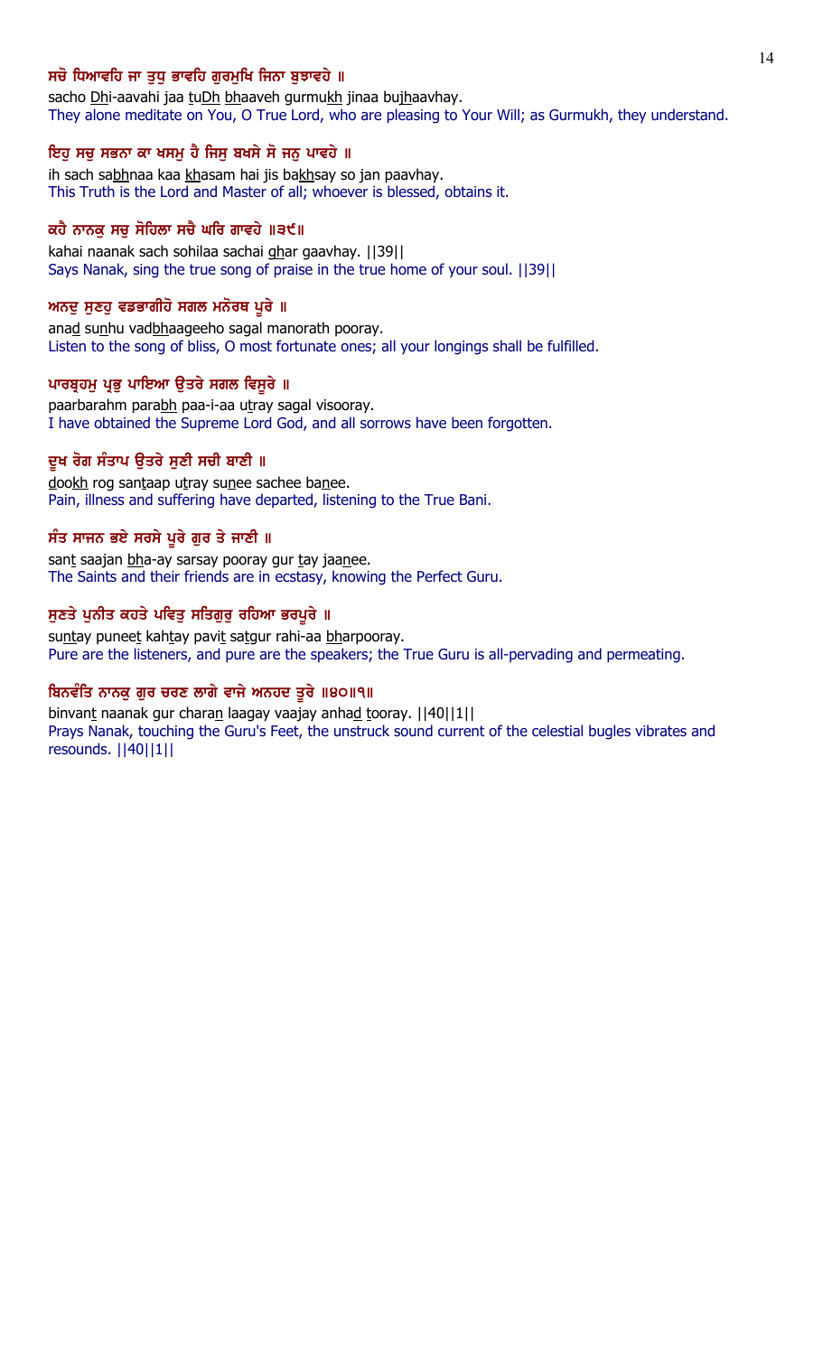**ਸਚੋ ਧਿਆਵਹਿ ਜਾ ਤੁਧੁ ਭਾਵਹਿ ਗੁਰਮੁਖਿ ਜਿਨਾ ਬੁਝਾਵਹੇ ॥**

sacho Dhi-aavahi jaa tuDh bhaaveh gurmukh jinaa bujhaavhay.

They alone meditate on You, O True Lord, who are pleasing to Your Will; as Gurmukh, they understand.

**ਇਹੁ ਸਚੁ ਸਭਨਾ ਕਾ ਖਸਮੁ ਹੈ ਜਿਸੁ ਬਖਸੇ ਸੋ ਜਨੁ ਪਾਵਹੇ ॥**

ih sach sabhnaa kaa khasam hai jis bakhsay so jan paavhay.

This Truth is the Lord and Master of all; whoever is blessed, obtains it.

**ਕਹੈ ਨਾਨਕੁ ਸਚੁ ਸੋਹਿਲਾ ਸਚੈ ਘਰਿ ਗਾਵਹੇ ॥੩੯॥**

kahai naanak sach sohilaa sachai ghar gaavhay. ||39||

Says Nanak, sing the true song of praise in the true home of your soul. ||39||

**ਅਨਦੁ ਸੁਣਹੁ ਵਡਭਾਗੀਹੋ ਸਗਲ ਮਨੋਰਥ ਪੂਰੇ ॥**

anad sunhu vadbhaageeho sagal manorath pooray.

Listen to the song of bliss, O most fortunate ones; all your longings shall be fulfilled.

**ਪਾਰਬ੍ਰਹਮੁ ਪ੍ਰਭੁ ਪਾਇਆ ਉਤਰੇ ਸਗਲ ਵਿਸੂਰੇ ॥**

paarbarahm parabh paa-i-aa utray sagal visooray.

I have obtained the Supreme Lord God, and all sorrows have been forgotten.

**ਦੂਖ ਰੋਗ ਸੰਤਾਪ ਉਤਰੇ ਸੁਣੀ ਸਚੀ ਬਾਣੀ ॥**

dookh rog santaap utray sunee sachee banee.

Pain, illness and suffering have departed, listening to the True Bani.

**ਸੰਤ ਸਾਜਨ ਭਏ ਸਰਸੇ ਪੂਰੇ ਗੁਰ ਤੇ ਜਾਣੀ ॥**

sant saajan bha-ay sarsay pooray gur tay jaanee.

The Saints and their friends are in ecstasy, knowing the Perfect Guru.

**ਸੁਣਤੇ ਪੁਨੀਤ ਕਹਤੇ ਪਵਿਤੁ ਸਤਿਗੁਰੁ ਰਹਿਆ ਭਰਪੂਰੇ ॥**

suntay puneet kahtay pavit satgur rahi-aa bharpooray.

Pure are the listeners, and pure are the speakers; the True Guru is all-pervading and permeating.

**ਬਿਨਵੰਤਿ ਨਾਨਕੁ ਗੁਰ ਚਰਣ ਲਾਗੇ ਵਾਜੇ ਅਨਹਦ ਤੂਰੇ ॥੪੦॥੧॥**

binvant naanak gur charan laagay vaajay anhad tooray. ||40||1||

Prays Nanak, touching the Guru's Feet, the unstruck sound current of the celestial bugles vibrates and resounds. ||40||1||